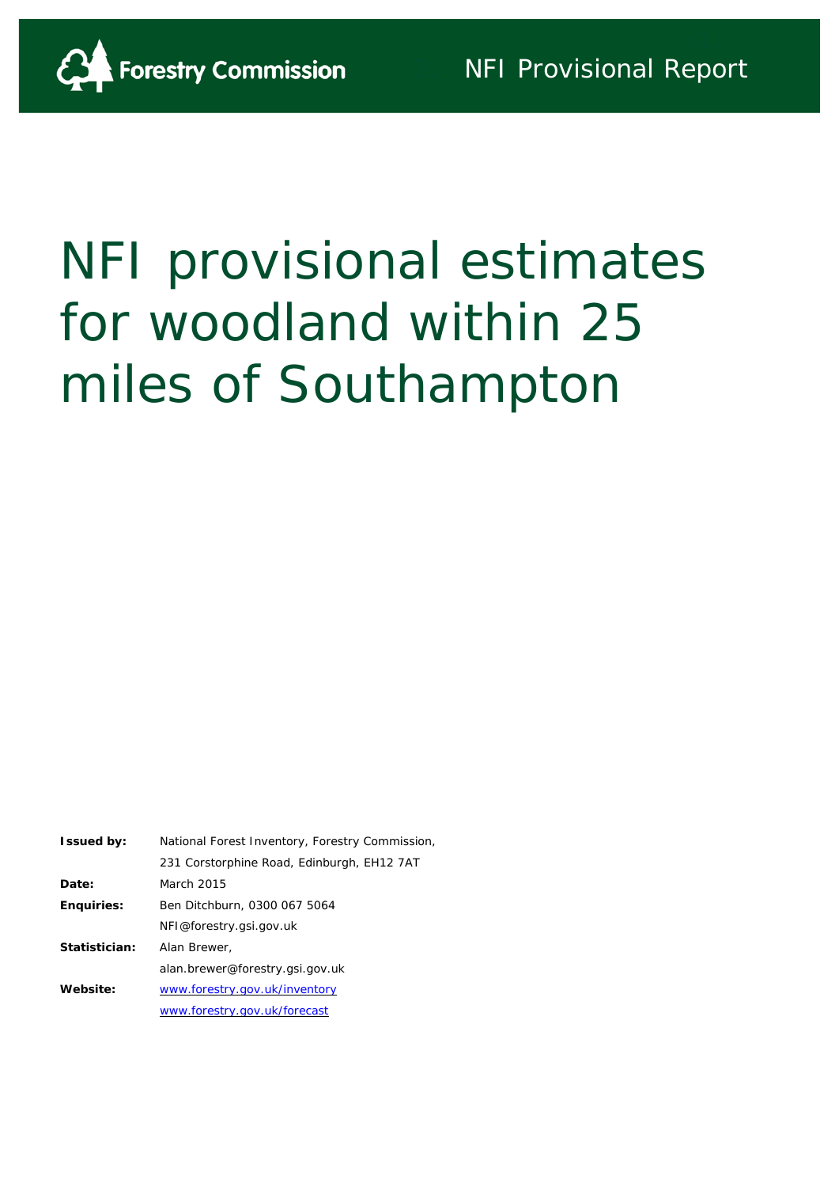Forestry Commission

NFI Provisional Report

# NFI provisional estimates for woodland within 25 miles of Southampton

| | |
|---|---|
| **Issued by:** | National Forest Inventory, Forestry Commission, |
| | 231 Corstorphine Road, Edinburgh, EH12 7AT |
| **Date:** | March 2015 |
| **Enquiries:** | Ben Ditchburn, 0300 067 5064 |
| | NFI@forestry.gsi.gov.uk |
| **Statistician:** | Alan Brewer, |
| | alan.brewer@forestry.gsi.gov.uk |
| **Website:** | www.forestry.gov.uk/inventory |
| | www.forestry.gov.uk/forecast |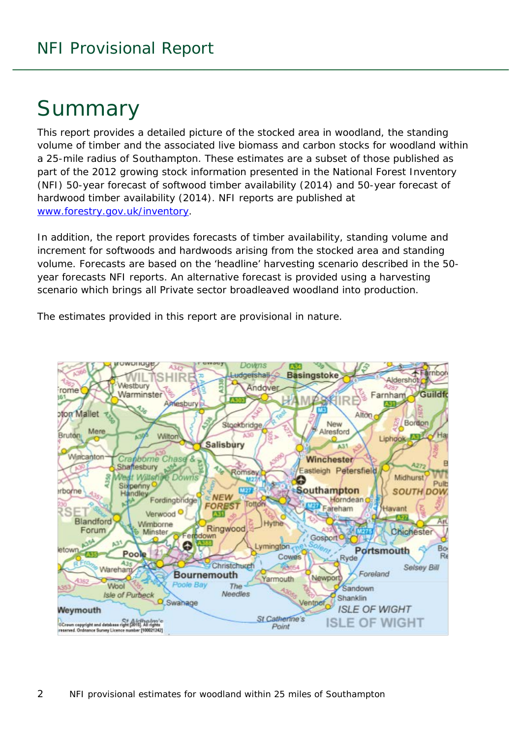# Summary

This report provides a detailed picture of the stocked area in woodland, the standing volume of timber and the associated live biomass and carbon stocks for woodland within a 25-mile radius of Southampton. These estimates are a subset of those published as part of the 2012 growing stock information presented in the National Forest Inventory (NFI) 50-year forecast of softwood timber availability (2014) and 50-year forecast of hardwood timber availability (2014). NFI reports are published at www.forestry.gov.uk/inventory.

In addition, the report provides forecasts of timber availability, standing volume and increment for softwoods and hardwoods arising from the stocked area and standing volume. Forecasts are based on the 'headline' harvesting scenario described in the 50-year forecasts NFI reports. An alternative forecast is provided using a harvesting scenario which brings all Private sector broadleaved woodland into production.

The estimates provided in this report are provisional in nature.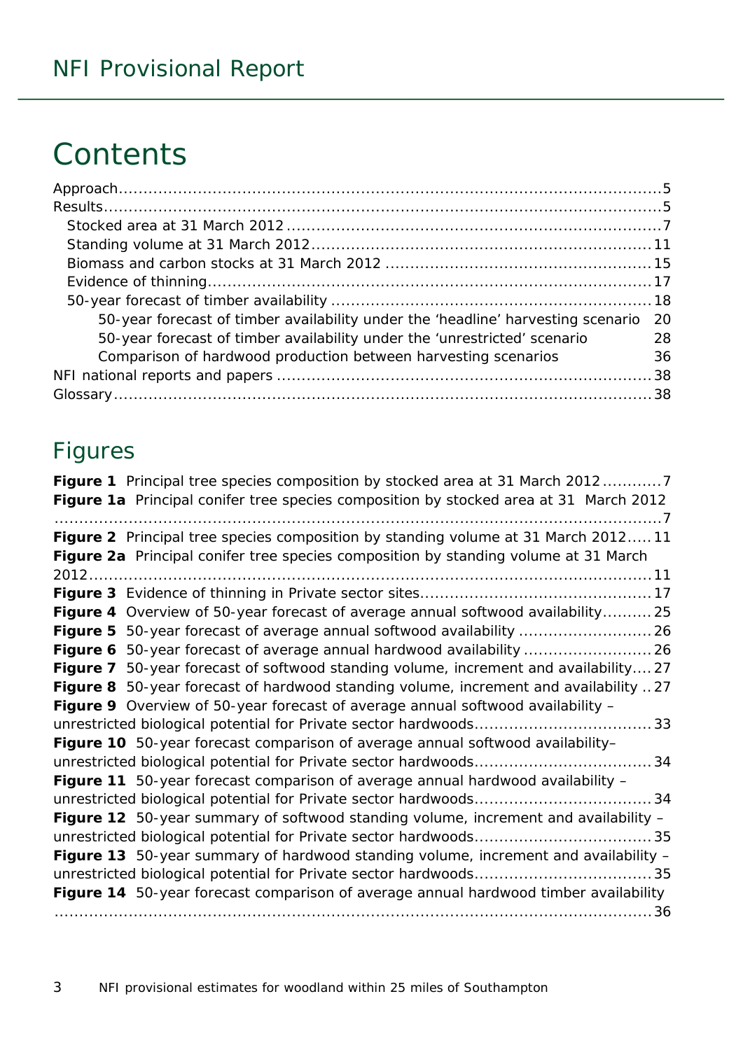# Contents

Approach ... 5
Results ... 5
- Stocked area at 31 March 2012 ... 7
- Standing volume at 31 March 2012 ... 11
- Biomass and carbon stocks at 31 March 2012 ... 15
- Evidence of thinning ... 17
- 50-year forecast of timber availability ... 18
  - 50-year forecast of timber availability under the 'headline' harvesting scenario 20
  - 50-year forecast of timber availability under the 'unrestricted' scenario 28
  - Comparison of hardwood production between harvesting scenarios 36

NFI national reports and papers ... 38
Glossary ... 38

## Figures

**Figure 1** Principal tree species composition by stocked area at 31 March 2012 ... 7
**Figure 1a** Principal conifer tree species composition by stocked area at 31 March 2012 ... 7
**Figure 2** Principal tree species composition by standing volume at 31 March 2012 ... 11
**Figure 2a** Principal conifer tree species composition by standing volume at 31 March 2012 ... 11
**Figure 3** Evidence of thinning in Private sector sites ... 17
**Figure 4** Overview of 50-year forecast of average annual softwood availability ... 25
**Figure 5** 50-year forecast of average annual softwood availability ... 26
**Figure 6** 50-year forecast of average annual hardwood availability ... 26
**Figure 7** 50-year forecast of softwood standing volume, increment and availability ... 27
**Figure 8** 50-year forecast of hardwood standing volume, increment and availability ... 27
**Figure 9** Overview of 50-year forecast of average annual softwood availability – unrestricted biological potential for Private sector hardwoods ... 33
**Figure 10** 50-year forecast comparison of average annual softwood availability– unrestricted biological potential for Private sector hardwoods ... 34
**Figure 11** 50-year forecast comparison of average annual hardwood availability – unrestricted biological potential for Private sector hardwoods ... 34
**Figure 12** 50-year summary of softwood standing volume, increment and availability – unrestricted biological potential for Private sector hardwoods ... 35
**Figure 13** 50-year summary of hardwood standing volume, increment and availability – unrestricted biological potential for Private sector hardwoods ... 35
**Figure 14** 50-year forecast comparison of average annual hardwood timber availability ... 36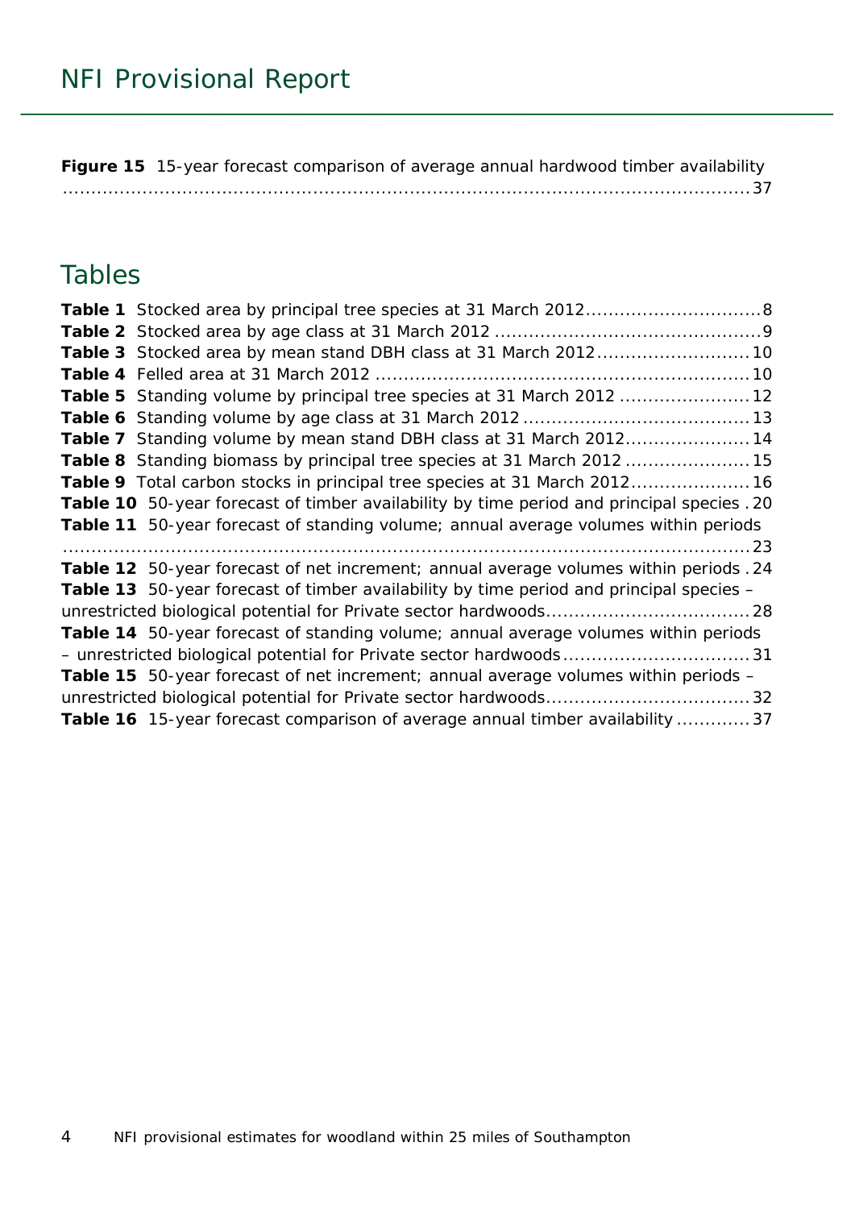**Figure 15** 15-year forecast comparison of average annual hardwood timber availability ....................................................................................................................37

## Tables

**Table 1** Stocked area by principal tree species at 31 March 2012..............................8
**Table 2** Stocked area by age class at 31 March 2012 ..............................................9
**Table 3** Stocked area by mean stand DBH class at 31 March 2012..........................10
**Table 4** Felled area at 31 March 2012 .................................................................10
**Table 5** Standing volume by principal tree species at 31 March 2012 ......................12
**Table 6** Standing volume by age class at 31 March 2012 ........................................13
**Table 7** Standing volume by mean stand DBH class at 31 March 2012.....................14
**Table 8** Standing biomass by principal tree species at 31 March 2012 ......................15
**Table 9** Total carbon stocks in principal tree species at 31 March 2012.....................16
**Table 10** 50-year forecast of timber availability by time period and principal species . 20
**Table 11** 50-year forecast of standing volume; annual average volumes within periods ....................................................................................................................23
**Table 12** 50-year forecast of net increment; annual average volumes within periods . 24
**Table 13** 50-year forecast of timber availability by time period and principal species – unrestricted biological potential for Private sector hardwoods...................................28
**Table 14** 50-year forecast of standing volume; annual average volumes within periods – unrestricted biological potential for Private sector hardwoods.................................31
**Table 15** 50-year forecast of net increment; annual average volumes within periods – unrestricted biological potential for Private sector hardwoods...................................32
**Table 16** 15-year forecast comparison of average annual timber availability .............37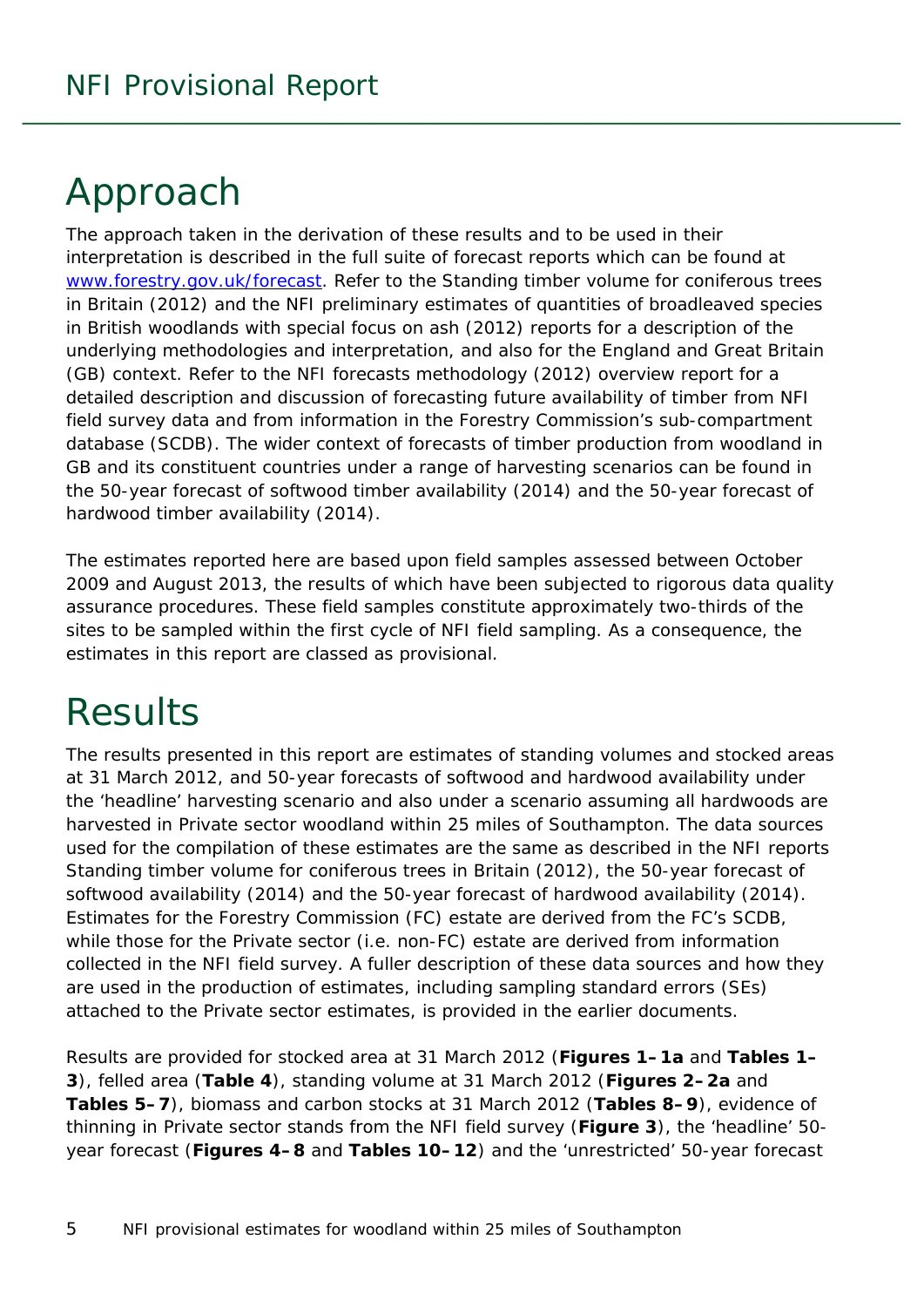# Approach

The approach taken in the derivation of these results and to be used in their interpretation is described in the full suite of forecast reports which can be found at [www.forestry.gov.uk/forecast](www.forestry.gov.uk/forecast). Refer to the Standing timber volume for coniferous trees in Britain (2012) and the NFI preliminary estimates of quantities of broadleaved species in British woodlands with special focus on ash (2012) reports for a description of the underlying methodologies and interpretation, and also for the England and Great Britain (GB) context. Refer to the NFI forecasts methodology (2012) overview report for a detailed description and discussion of forecasting future availability of timber from NFI field survey data and from information in the Forestry Commission's sub-compartment database (SCDB). The wider context of forecasts of timber production from woodland in GB and its constituent countries under a range of harvesting scenarios can be found in the 50-year forecast of softwood timber availability (2014) and the 50-year forecast of hardwood timber availability (2014).

The estimates reported here are based upon field samples assessed between October 2009 and August 2013, the results of which have been subjected to rigorous data quality assurance procedures. These field samples constitute approximately two-thirds of the sites to be sampled within the first cycle of NFI field sampling. As a consequence, the estimates in this report are classed as provisional.

# Results

The results presented in this report are estimates of standing volumes and stocked areas at 31 March 2012, and 50-year forecasts of softwood and hardwood availability under the 'headline' harvesting scenario and also under a scenario assuming all hardwoods are harvested in Private sector woodland within 25 miles of Southampton. The data sources used for the compilation of these estimates are the same as described in the NFI reports Standing timber volume for coniferous trees in Britain (2012), the 50-year forecast of softwood availability (2014) and the 50-year forecast of hardwood availability (2014). Estimates for the Forestry Commission (FC) estate are derived from the FC's SCDB, while those for the Private sector (i.e. non-FC) estate are derived from information collected in the NFI field survey. A fuller description of these data sources and how they are used in the production of estimates, including sampling standard errors (SEs) attached to the Private sector estimates, is provided in the earlier documents.

Results are provided for stocked area at 31 March 2012 (**Figures 1–1a** and **Tables 1–3**), felled area (**Table 4**), standing volume at 31 March 2012 (**Figures 2–2a** and **Tables 5–7**), biomass and carbon stocks at 31 March 2012 (**Tables 8–9**), evidence of thinning in Private sector stands from the NFI field survey (**Figure 3**), the 'headline' 50-year forecast (**Figures 4–8** and **Tables 10–12**) and the 'unrestricted' 50-year forecast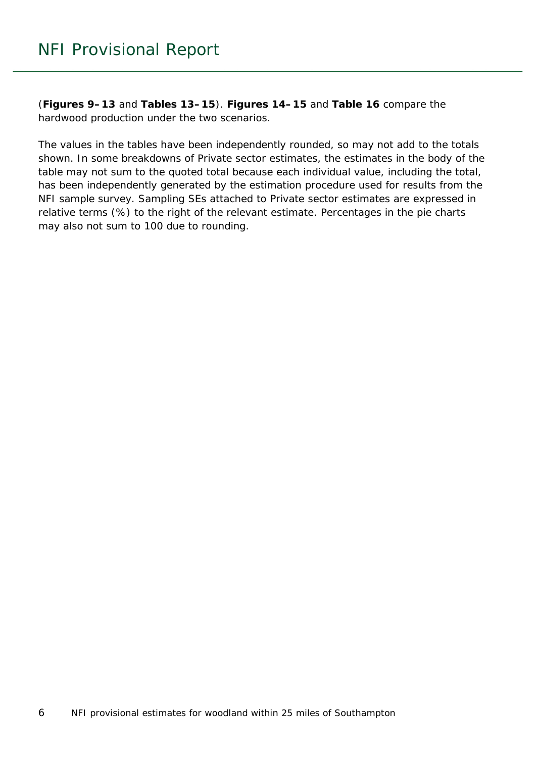(**Figures 9–13** and **Tables 13–15**). **Figures 14–15** and **Table 16** compare the hardwood production under the two scenarios.

The values in the tables have been independently rounded, so may not add to the totals shown. In some breakdowns of Private sector estimates, the estimates in the body of the table may not sum to the quoted total because each individual value, including the total, has been independently generated by the estimation procedure used for results from the NFI sample survey. Sampling SEs attached to Private sector estimates are expressed in relative terms (%) to the right of the relevant estimate. Percentages in the pie charts may also not sum to 100 due to rounding.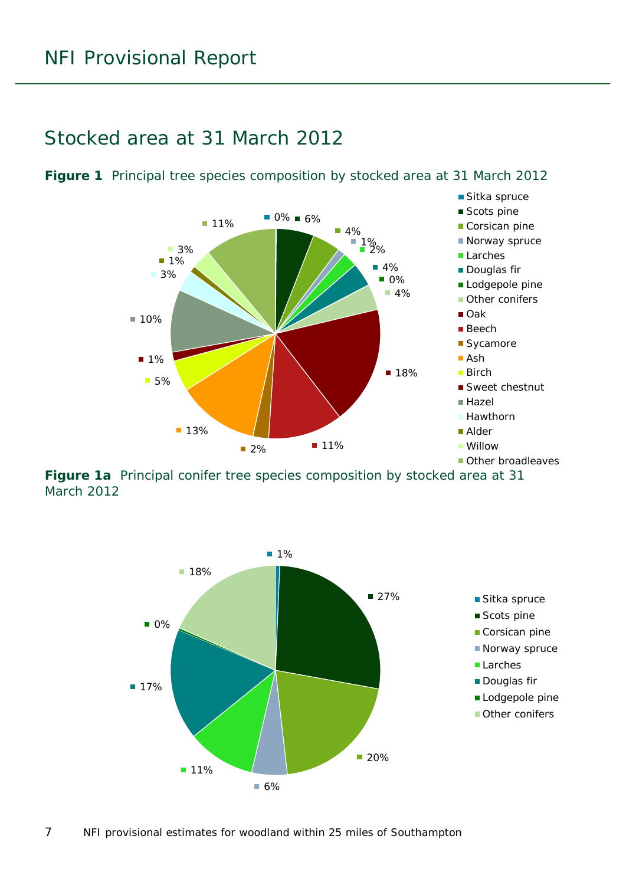# NFI Provisional Report

## Stocked area at 31 March 2012

**Figure 1** Principal tree species composition by stocked area at 31 March 2012

| Species | % |
|---|---|
| Sitka spruce | 0% |
| Scots pine | 6% |
| Corsican pine | 4% |
| Norway spruce | 1% |
| Larches | 2% |
| Douglas fir | 4% |
| Lodgepole pine | 0% |
| Other conifers | 4% |
| Oak | 18% |
| Beech | 11% |
| Sycamore | 2% |
| Ash | 13% |
| Birch | 5% |
| Sweet chestnut | 1% |
| Hazel | 10% |
| Hawthorn | 3% |
| Alder | 1% |
| Willow | 3% |
| Other broadleaves | 11% |

**Figure 1a** Principal conifer tree species composition by stocked area at 31 March 2012

| Species | % |
|---|---|
| Sitka spruce | 1% |
| Scots pine | 27% |
| Corsican pine | 20% |
| Norway spruce | 6% |
| Larches | 11% |
| Douglas fir | 17% |
| Lodgepole pine | 0% |
| Other conifers | 18% |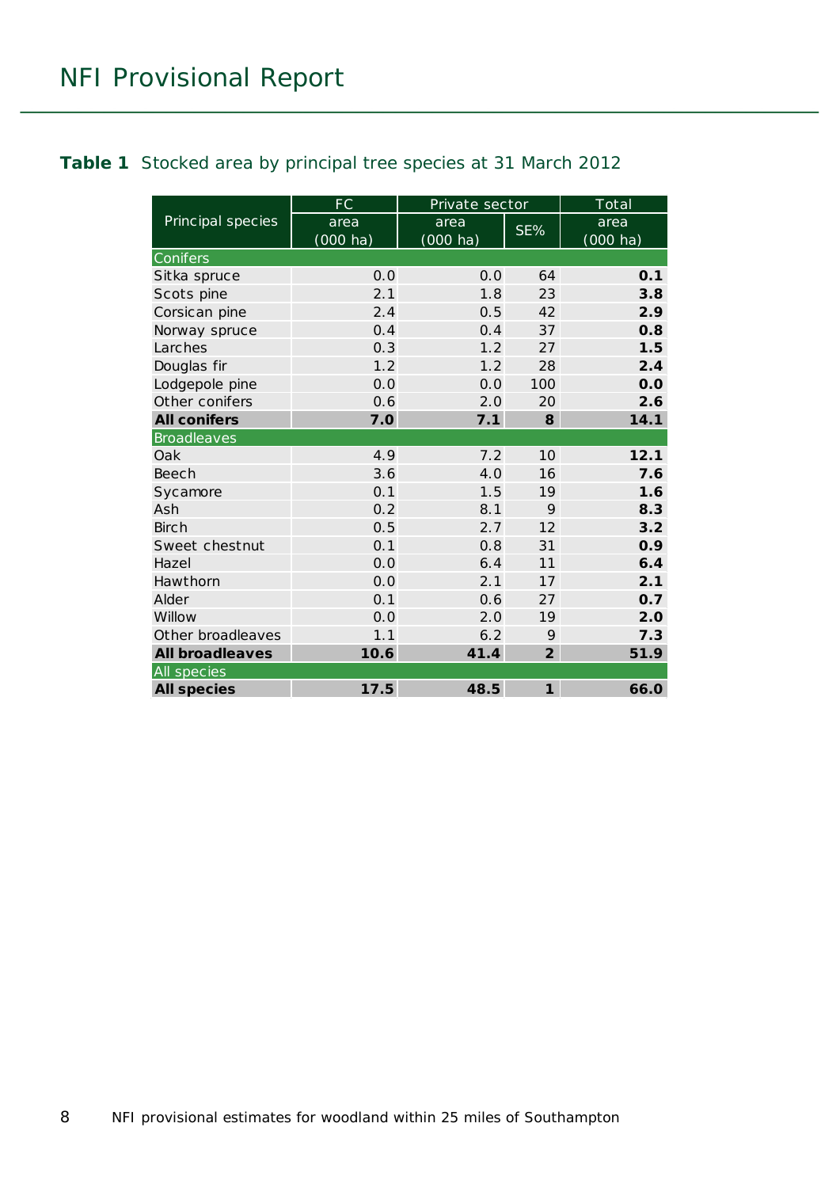**Table 1** Stocked area by principal tree species at 31 March 2012

| Principal species | FC | Private sector | | Total |
|---|---|---|---|---|
| | area (000 ha) | area (000 ha) | SE% | area (000 ha) |
| **Conifers** | | | | |
| Sitka spruce | 0.0 | 0.0 | 64 | **0.1** |
| Scots pine | 2.1 | 1.8 | 23 | **3.8** |
| Corsican pine | 2.4 | 0.5 | 42 | **2.9** |
| Norway spruce | 0.4 | 0.4 | 37 | **0.8** |
| Larches | 0.3 | 1.2 | 27 | **1.5** |
| Douglas fir | 1.2 | 1.2 | 28 | **2.4** |
| Lodgepole pine | 0.0 | 0.0 | 100 | **0.0** |
| Other conifers | 0.6 | 2.0 | 20 | **2.6** |
| **All conifers** | **7.0** | **7.1** | **8** | **14.1** |
| **Broadleaves** | | | | |
| Oak | 4.9 | 7.2 | 10 | **12.1** |
| Beech | 3.6 | 4.0 | 16 | **7.6** |
| Sycamore | 0.1 | 1.5 | 19 | **1.6** |
| Ash | 0.2 | 8.1 | 9 | **8.3** |
| Birch | 0.5 | 2.7 | 12 | **3.2** |
| Sweet chestnut | 0.1 | 0.8 | 31 | **0.9** |
| Hazel | 0.0 | 6.4 | 11 | **6.4** |
| Hawthorn | 0.0 | 2.1 | 17 | **2.1** |
| Alder | 0.1 | 0.6 | 27 | **0.7** |
| Willow | 0.0 | 2.0 | 19 | **2.0** |
| Other broadleaves | 1.1 | 6.2 | 9 | **7.3** |
| **All broadleaves** | **10.6** | **41.4** | **2** | **51.9** |
| **All species** | | | | |
| **All species** | **17.5** | **48.5** | **1** | **66.0** |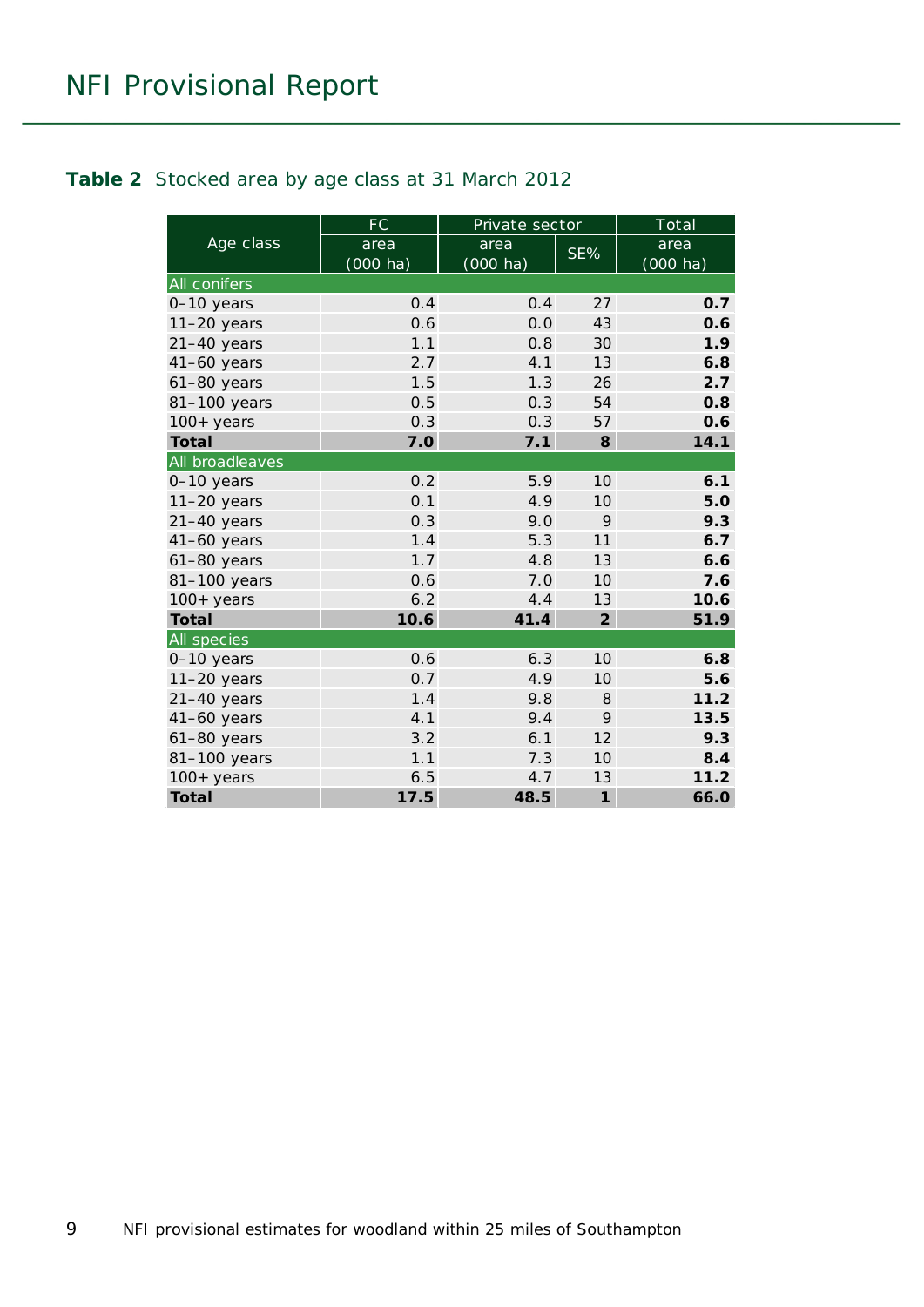**Table 2** Stocked area by age class at 31 March 2012

| Age class | FC | Private sector | | Total |
|---|---|---|---|---|
| | area (000 ha) | area (000 ha) | SE% | area (000 ha) |
| **All conifers** | | | | |
| 0–10 years | 0.4 | 0.4 | 27 | **0.7** |
| 11–20 years | 0.6 | 0.0 | 43 | **0.6** |
| 21–40 years | 1.1 | 0.8 | 30 | **1.9** |
| 41–60 years | 2.7 | 4.1 | 13 | **6.8** |
| 61–80 years | 1.5 | 1.3 | 26 | **2.7** |
| 81–100 years | 0.5 | 0.3 | 54 | **0.8** |
| 100+ years | 0.3 | 0.3 | 57 | **0.6** |
| **Total** | **7.0** | **7.1** | **8** | **14.1** |
| **All broadleaves** | | | | |
| 0–10 years | 0.2 | 5.9 | 10 | **6.1** |
| 11–20 years | 0.1 | 4.9 | 10 | **5.0** |
| 21–40 years | 0.3 | 9.0 | 9 | **9.3** |
| 41–60 years | 1.4 | 5.3 | 11 | **6.7** |
| 61–80 years | 1.7 | 4.8 | 13 | **6.6** |
| 81–100 years | 0.6 | 7.0 | 10 | **7.6** |
| 100+ years | 6.2 | 4.4 | 13 | **10.6** |
| **Total** | **10.6** | **41.4** | **2** | **51.9** |
| **All species** | | | | |
| 0–10 years | 0.6 | 6.3 | 10 | **6.8** |
| 11–20 years | 0.7 | 4.9 | 10 | **5.6** |
| 21–40 years | 1.4 | 9.8 | 8 | **11.2** |
| 41–60 years | 4.1 | 9.4 | 9 | **13.5** |
| 61–80 years | 3.2 | 6.1 | 12 | **9.3** |
| 81–100 years | 1.1 | 7.3 | 10 | **8.4** |
| 100+ years | 6.5 | 4.7 | 13 | **11.2** |
| **Total** | **17.5** | **48.5** | **1** | **66.0** |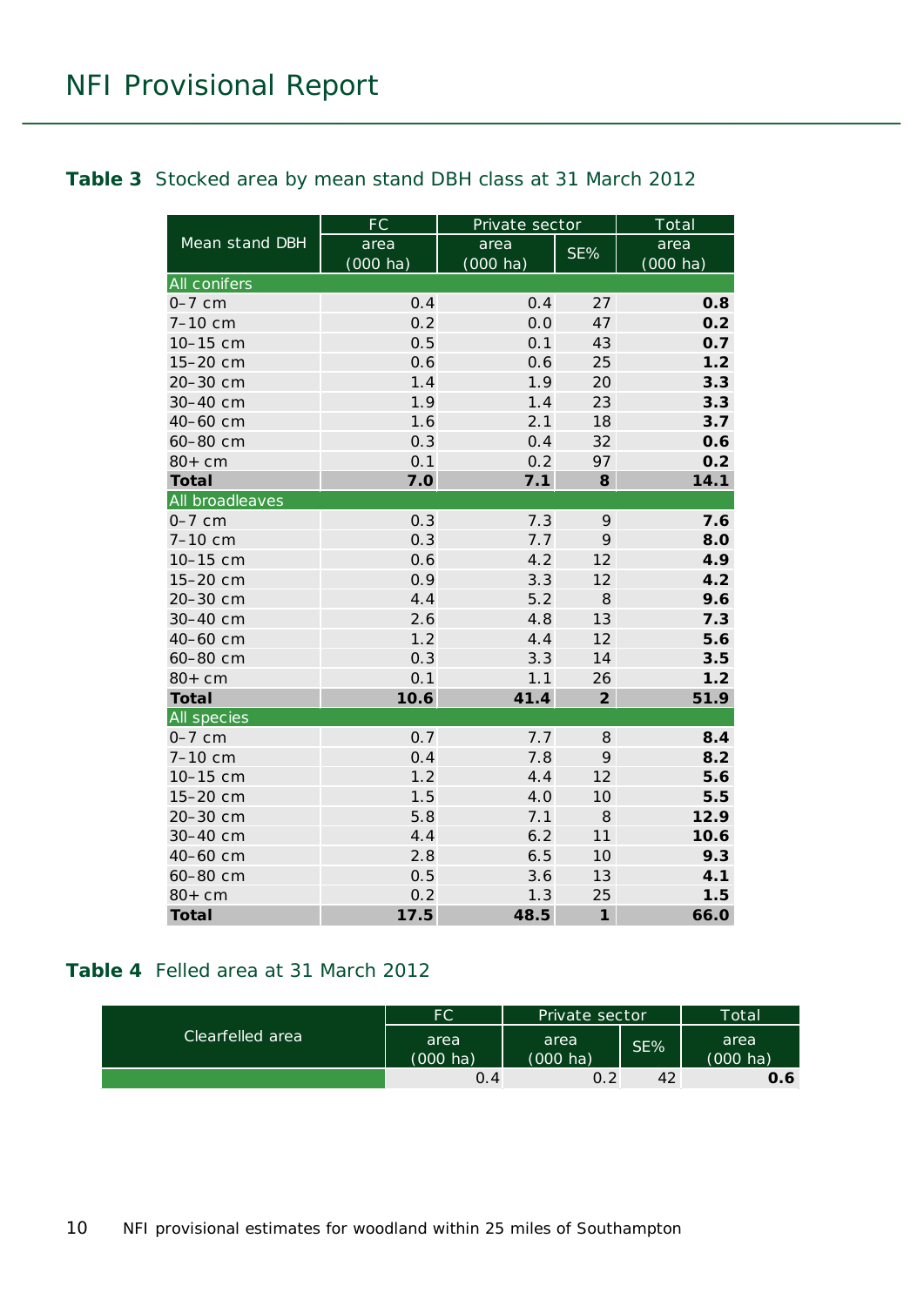**Table 3** Stocked area by mean stand DBH class at 31 March 2012

| Mean stand DBH | FC | Private sector | | Total |
|---|---|---|---|---|
| | area (000 ha) | area (000 ha) | SE% | area (000 ha) |
| All conifers | | | | |
| 0–7 cm | 0.4 | 0.4 | 27 | **0.8** |
| 7–10 cm | 0.2 | 0.0 | 47 | **0.2** |
| 10–15 cm | 0.5 | 0.1 | 43 | **0.7** |
| 15–20 cm | 0.6 | 0.6 | 25 | **1.2** |
| 20–30 cm | 1.4 | 1.9 | 20 | **3.3** |
| 30–40 cm | 1.9 | 1.4 | 23 | **3.3** |
| 40–60 cm | 1.6 | 2.1 | 18 | **3.7** |
| 60–80 cm | 0.3 | 0.4 | 32 | **0.6** |
| 80+ cm | 0.1 | 0.2 | 97 | **0.2** |
| **Total** | **7.0** | **7.1** | **8** | **14.1** |
| All broadleaves | | | | |
| 0–7 cm | 0.3 | 7.3 | 9 | **7.6** |
| 7–10 cm | 0.3 | 7.7 | 9 | **8.0** |
| 10–15 cm | 0.6 | 4.2 | 12 | **4.9** |
| 15–20 cm | 0.9 | 3.3 | 12 | **4.2** |
| 20–30 cm | 4.4 | 5.2 | 8 | **9.6** |
| 30–40 cm | 2.6 | 4.8 | 13 | **7.3** |
| 40–60 cm | 1.2 | 4.4 | 12 | **5.6** |
| 60–80 cm | 0.3 | 3.3 | 14 | **3.5** |
| 80+ cm | 0.1 | 1.1 | 26 | **1.2** |
| **Total** | **10.6** | **41.4** | **2** | **51.9** |
| All species | | | | |
| 0–7 cm | 0.7 | 7.7 | 8 | **8.4** |
| 7–10 cm | 0.4 | 7.8 | 9 | **8.2** |
| 10–15 cm | 1.2 | 4.4 | 12 | **5.6** |
| 15–20 cm | 1.5 | 4.0 | 10 | **5.5** |
| 20–30 cm | 5.8 | 7.1 | 8 | **12.9** |
| 30–40 cm | 4.4 | 6.2 | 11 | **10.6** |
| 40–60 cm | 2.8 | 6.5 | 10 | **9.3** |
| 60–80 cm | 0.5 | 3.6 | 13 | **4.1** |
| 80+ cm | 0.2 | 1.3 | 25 | **1.5** |
| **Total** | **17.5** | **48.5** | **1** | **66.0** |

**Table 4** Felled area at 31 March 2012

| Clearfelled area | FC | Private sector | | Total |
|---|---|---|---|---|
| | area (000 ha) | area (000 ha) | SE% | area (000 ha) |
| | 0.4 | 0.2 | 42 | **0.6** |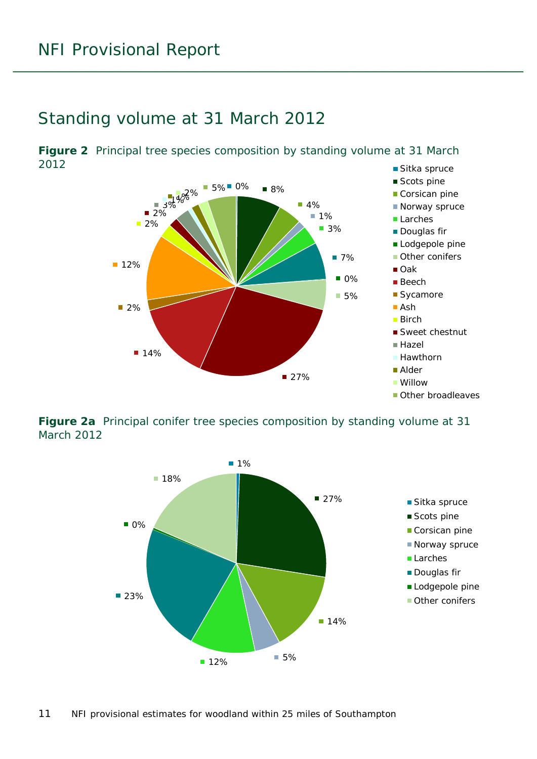# NFI Provisional Report

## Standing volume at 31 March 2012

**Figure 2** Principal tree species composition by standing volume at 31 March 2012

| Species | Percentage |
|---|---|
| Sitka spruce | 0% |
| Scots pine | 8% |
| Corsican pine | 4% |
| Norway spruce | 1% |
| Larches | 3% |
| Douglas fir | 7% |
| Lodgepole pine | 0% |
| Other conifers | 5% |
| Oak | 27% |
| Beech | 14% |
| Sycamore | 2% |
| Ash | 12% |
| Birch | 2% |
| Sweet chestnut | 2% |
| Hazel | 3% |
| Hawthorn | 1% |
| Alder | 1% |
| Willow | 2% |
| Other broadleaves | 5% |

**Figure 2a** Principal conifer tree species composition by standing volume at 31 March 2012

| Species | Percentage |
|---|---|
| Sitka spruce | 1% |
| Scots pine | 27% |
| Corsican pine | 14% |
| Norway spruce | 5% |
| Larches | 12% |
| Douglas fir | 23% |
| Lodgepole pine | 0% |
| Other conifers | 18% |

NFI provisional estimates for woodland within 25 miles of Southampton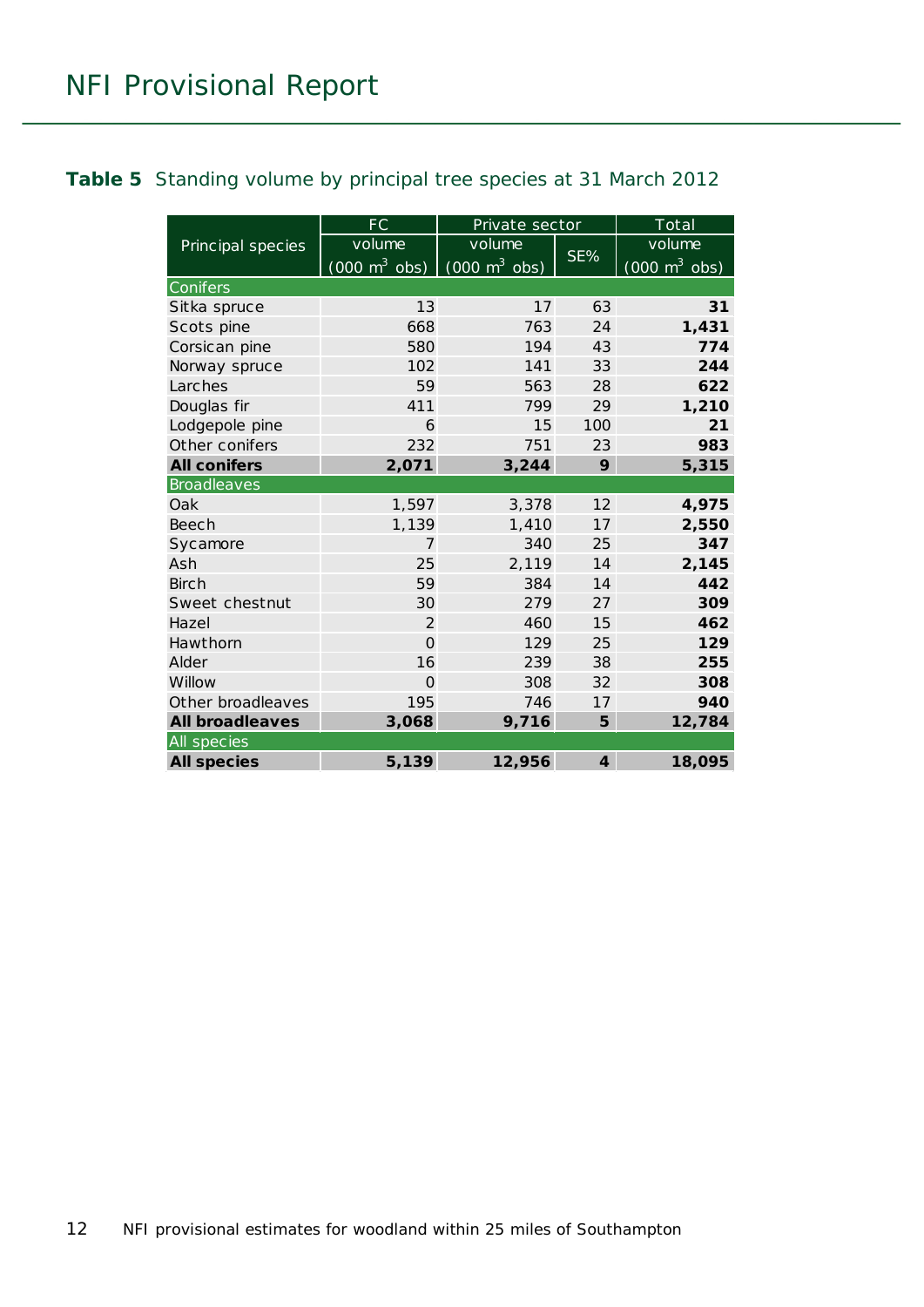**Table 5** Standing volume by principal tree species at 31 March 2012

| Principal species | FC volume (000 m$^3$ obs) | Private sector volume (000 m$^3$ obs) | Private sector SE% | Total volume (000 m$^3$ obs) |
|---|---|---|---|---|
| **Conifers** | | | | |
| Sitka spruce | 13 | 17 | 63 | **31** |
| Scots pine | 668 | 763 | 24 | **1,431** |
| Corsican pine | 580 | 194 | 43 | **774** |
| Norway spruce | 102 | 141 | 33 | **244** |
| Larches | 59 | 563 | 28 | **622** |
| Douglas fir | 411 | 799 | 29 | **1,210** |
| Lodgepole pine | 6 | 15 | 100 | **21** |
| Other conifers | 232 | 751 | 23 | **983** |
| **All conifers** | **2,071** | **3,244** | **9** | **5,315** |
| **Broadleaves** | | | | |
| Oak | 1,597 | 3,378 | 12 | **4,975** |
| Beech | 1,139 | 1,410 | 17 | **2,550** |
| Sycamore | 7 | 340 | 25 | **347** |
| Ash | 25 | 2,119 | 14 | **2,145** |
| Birch | 59 | 384 | 14 | **442** |
| Sweet chestnut | 30 | 279 | 27 | **309** |
| Hazel | 2 | 460 | 15 | **462** |
| Hawthorn | 0 | 129 | 25 | **129** |
| Alder | 16 | 239 | 38 | **255** |
| Willow | 0 | 308 | 32 | **308** |
| Other broadleaves | 195 | 746 | 17 | **940** |
| **All broadleaves** | **3,068** | **9,716** | **5** | **12,784** |
| **All species** | | | | |
| **All species** | **5,139** | **12,956** | **4** | **18,095** |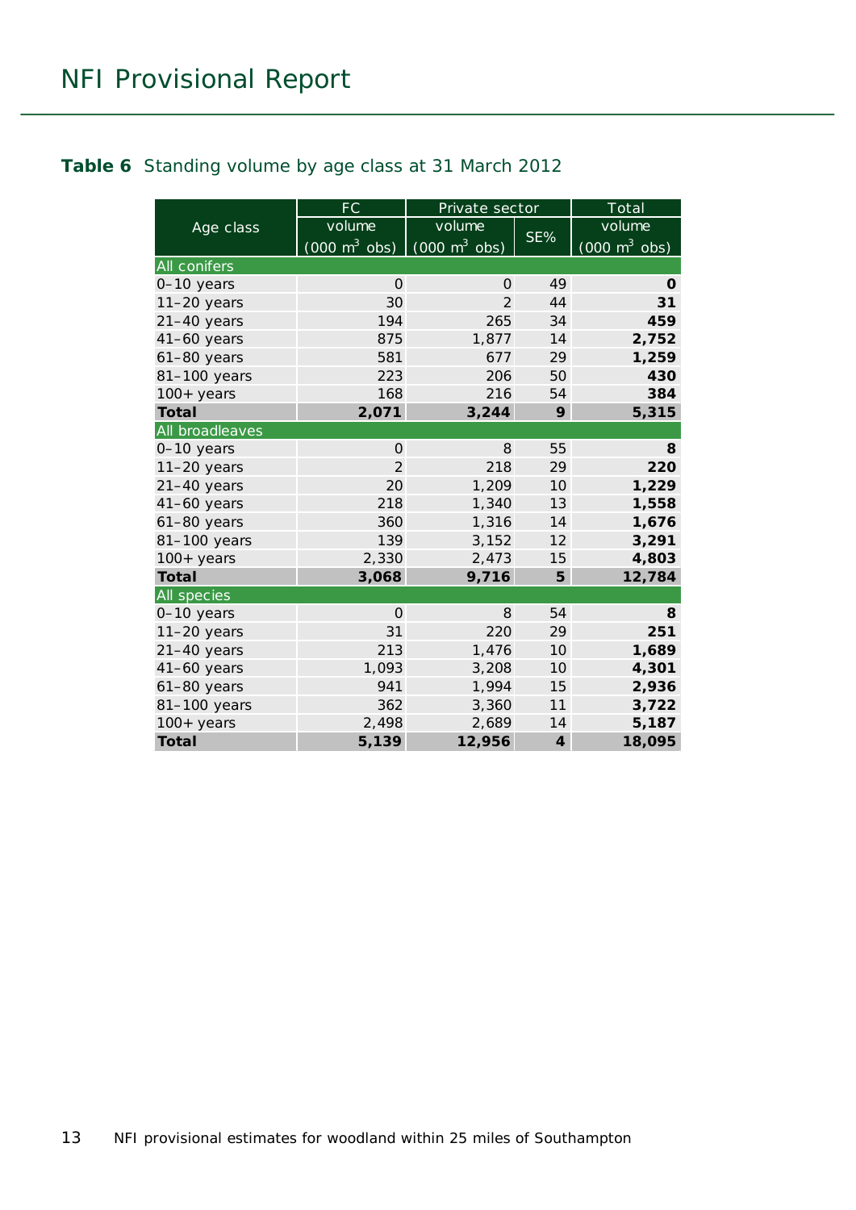**Table 6** Standing volume by age class at 31 March 2012

| Age class | FC | Private sector | | Total |
|---|---|---|---|---|
| | volume (000 $m^3$ obs) | volume (000 $m^3$ obs) | SE% | volume (000 $m^3$ obs) |
| All conifers | | | | |
| 0–10 years | 0 | 0 | 49 | **0** |
| 11–20 years | 30 | 2 | 44 | **31** |
| 21–40 years | 194 | 265 | 34 | **459** |
| 41–60 years | 875 | 1,877 | 14 | **2,752** |
| 61–80 years | 581 | 677 | 29 | **1,259** |
| 81–100 years | 223 | 206 | 50 | **430** |
| 100+ years | 168 | 216 | 54 | **384** |
| **Total** | **2,071** | **3,244** | **9** | **5,315** |
| All broadleaves | | | | |
| 0–10 years | 0 | 8 | 55 | **8** |
| 11–20 years | 2 | 218 | 29 | **220** |
| 21–40 years | 20 | 1,209 | 10 | **1,229** |
| 41–60 years | 218 | 1,340 | 13 | **1,558** |
| 61–80 years | 360 | 1,316 | 14 | **1,676** |
| 81–100 years | 139 | 3,152 | 12 | **3,291** |
| 100+ years | 2,330 | 2,473 | 15 | **4,803** |
| **Total** | **3,068** | **9,716** | **5** | **12,784** |
| All species | | | | |
| 0–10 years | 0 | 8 | 54 | **8** |
| 11–20 years | 31 | 220 | 29 | **251** |
| 21–40 years | 213 | 1,476 | 10 | **1,689** |
| 41–60 years | 1,093 | 3,208 | 10 | **4,301** |
| 61–80 years | 941 | 1,994 | 15 | **2,936** |
| 81–100 years | 362 | 3,360 | 11 | **3,722** |
| 100+ years | 2,498 | 2,689 | 14 | **5,187** |
| **Total** | **5,139** | **12,956** | **4** | **18,095** |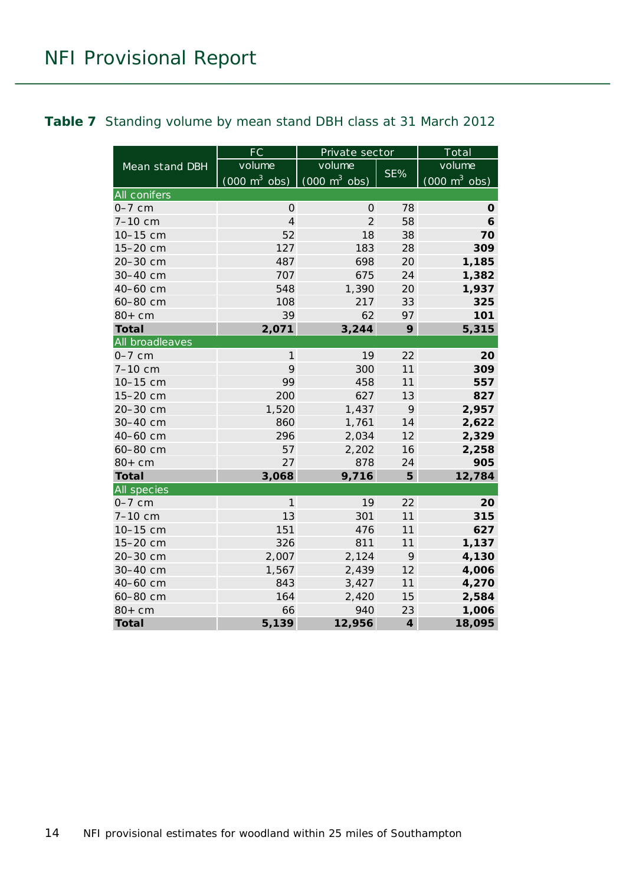**Table 7** Standing volume by mean stand DBH class at 31 March 2012

| Mean stand DBH | FC volume (000 m$^3$ obs) | Private sector volume (000 m$^3$ obs) | Private sector SE% | Total volume (000 m$^3$ obs) |
|---|---|---|---|---|
| **All conifers** | | | | |
| 0–7 cm | 0 | 0 | 78 | **0** |
| 7–10 cm | 4 | 2 | 58 | **6** |
| 10–15 cm | 52 | 18 | 38 | **70** |
| 15–20 cm | 127 | 183 | 28 | **309** |
| 20–30 cm | 487 | 698 | 20 | **1,185** |
| 30–40 cm | 707 | 675 | 24 | **1,382** |
| 40–60 cm | 548 | 1,390 | 20 | **1,937** |
| 60–80 cm | 108 | 217 | 33 | **325** |
| 80+ cm | 39 | 62 | 97 | **101** |
| **Total** | **2,071** | **3,244** | **9** | **5,315** |
| **All broadleaves** | | | | |
| 0–7 cm | 1 | 19 | 22 | **20** |
| 7–10 cm | 9 | 300 | 11 | **309** |
| 10–15 cm | 99 | 458 | 11 | **557** |
| 15–20 cm | 200 | 627 | 13 | **827** |
| 20–30 cm | 1,520 | 1,437 | 9 | **2,957** |
| 30–40 cm | 860 | 1,761 | 14 | **2,622** |
| 40–60 cm | 296 | 2,034 | 12 | **2,329** |
| 60–80 cm | 57 | 2,202 | 16 | **2,258** |
| 80+ cm | 27 | 878 | 24 | **905** |
| **Total** | **3,068** | **9,716** | **5** | **12,784** |
| **All species** | | | | |
| 0–7 cm | 1 | 19 | 22 | **20** |
| 7–10 cm | 13 | 301 | 11 | **315** |
| 10–15 cm | 151 | 476 | 11 | **627** |
| 15–20 cm | 326 | 811 | 11 | **1,137** |
| 20–30 cm | 2,007 | 2,124 | 9 | **4,130** |
| 30–40 cm | 1,567 | 2,439 | 12 | **4,006** |
| 40–60 cm | 843 | 3,427 | 11 | **4,270** |
| 60–80 cm | 164 | 2,420 | 15 | **2,584** |
| 80+ cm | 66 | 940 | 23 | **1,006** |
| **Total** | **5,139** | **12,956** | **4** | **18,095** |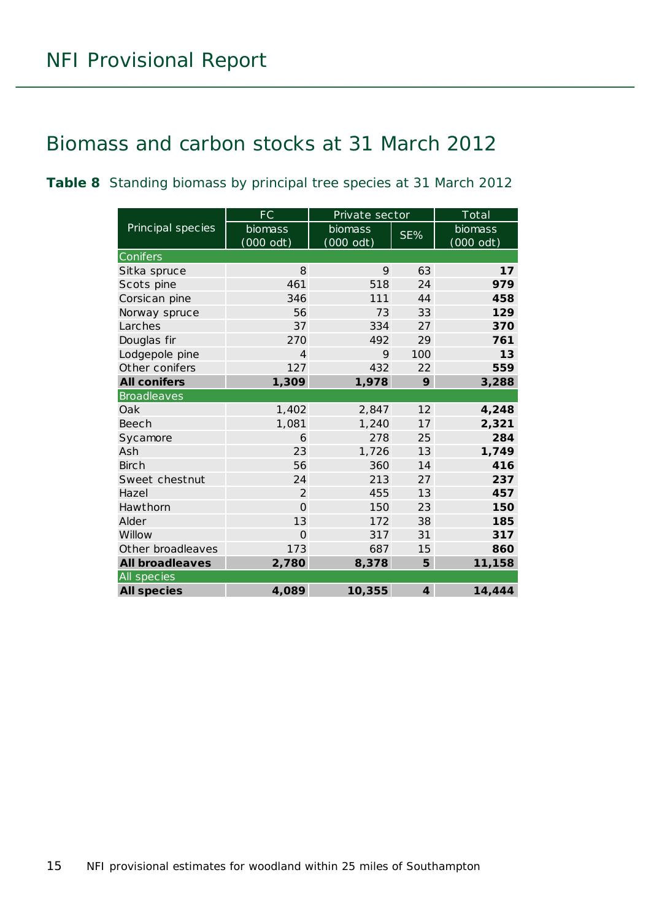## Biomass and carbon stocks at 31 March 2012

**Table 8** Standing biomass by principal tree species at 31 March 2012

| Principal species | FC | Private sector | | Total |
|---|---|---|---|---|
| | biomass (000 odt) | biomass (000 odt) | SE% | biomass (000 odt) |
| Conifers | | | | |
| Sitka spruce | 8 | 9 | 63 | **17** |
| Scots pine | 461 | 518 | 24 | **979** |
| Corsican pine | 346 | 111 | 44 | **458** |
| Norway spruce | 56 | 73 | 33 | **129** |
| Larches | 37 | 334 | 27 | **370** |
| Douglas fir | 270 | 492 | 29 | **761** |
| Lodgepole pine | 4 | 9 | 100 | **13** |
| Other conifers | 127 | 432 | 22 | **559** |
| **All conifers** | **1,309** | **1,978** | **9** | **3,288** |
| Broadleaves | | | | |
| Oak | 1,402 | 2,847 | 12 | **4,248** |
| Beech | 1,081 | 1,240 | 17 | **2,321** |
| Sycamore | 6 | 278 | 25 | **284** |
| Ash | 23 | 1,726 | 13 | **1,749** |
| Birch | 56 | 360 | 14 | **416** |
| Sweet chestnut | 24 | 213 | 27 | **237** |
| Hazel | 2 | 455 | 13 | **457** |
| Hawthorn | 0 | 150 | 23 | **150** |
| Alder | 13 | 172 | 38 | **185** |
| Willow | 0 | 317 | 31 | **317** |
| Other broadleaves | 173 | 687 | 15 | **860** |
| **All broadleaves** | **2,780** | **8,378** | **5** | **11,158** |
| All species | | | | |
| **All species** | **4,089** | **10,355** | **4** | **14,444** |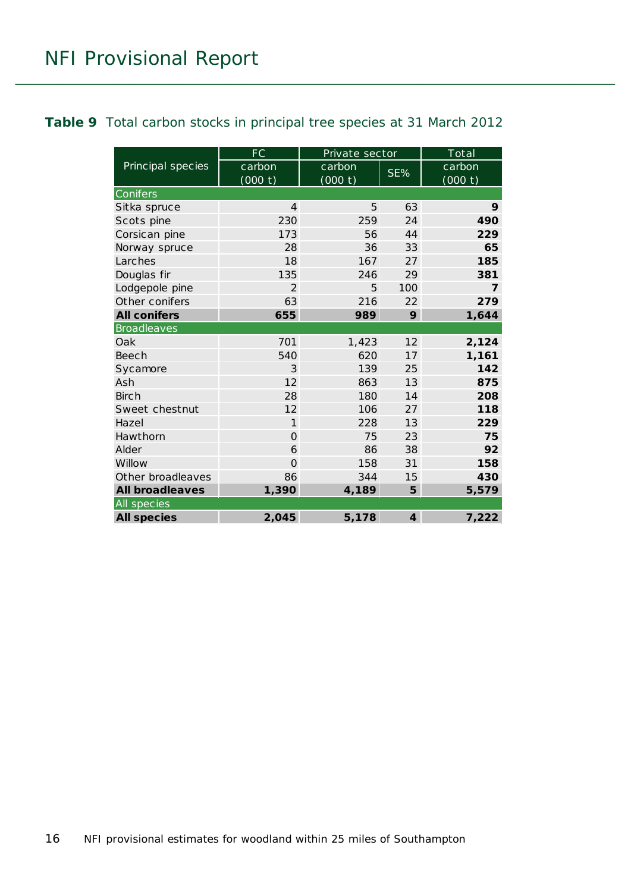**Table 9** Total carbon stocks in principal tree species at 31 March 2012

| Principal species | FC | Private sector | | Total |
|---|---|---|---|---|
| | carbon (000 t) | carbon (000 t) | SE% | carbon (000 t) |
| **Conifers** | | | | |
| Sitka spruce | 4 | 5 | 63 | **9** |
| Scots pine | 230 | 259 | 24 | **490** |
| Corsican pine | 173 | 56 | 44 | **229** |
| Norway spruce | 28 | 36 | 33 | **65** |
| Larches | 18 | 167 | 27 | **185** |
| Douglas fir | 135 | 246 | 29 | **381** |
| Lodgepole pine | 2 | 5 | 100 | **7** |
| Other conifers | 63 | 216 | 22 | **279** |
| **All conifers** | **655** | **989** | **9** | **1,644** |
| **Broadleaves** | | | | |
| Oak | 701 | 1,423 | 12 | **2,124** |
| Beech | 540 | 620 | 17 | **1,161** |
| Sycamore | 3 | 139 | 25 | **142** |
| Ash | 12 | 863 | 13 | **875** |
| Birch | 28 | 180 | 14 | **208** |
| Sweet chestnut | 12 | 106 | 27 | **118** |
| Hazel | 1 | 228 | 13 | **229** |
| Hawthorn | 0 | 75 | 23 | **75** |
| Alder | 6 | 86 | 38 | **92** |
| Willow | 0 | 158 | 31 | **158** |
| Other broadleaves | 86 | 344 | 15 | **430** |
| **All broadleaves** | **1,390** | **4,189** | **5** | **5,579** |
| **All species** | | | | |
| **All species** | **2,045** | **5,178** | **4** | **7,222** |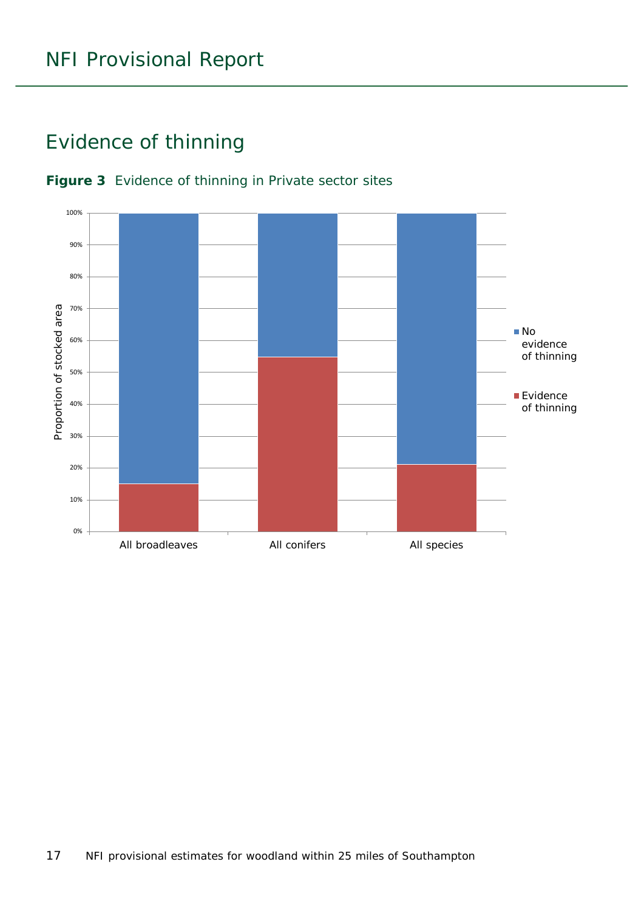## Evidence of thinning

**Figure 3** Evidence of thinning in Private sector sites

| | Evidence of thinning | No evidence of thinning |
|---|---|---|
| All broadleaves | 15% | 85% |
| All conifers | 55% | 45% |
| All species | 21% | 79% |

*Values read from stacked bar chart (y-axis: Proportion of stocked area, 0%–100%); approximate.*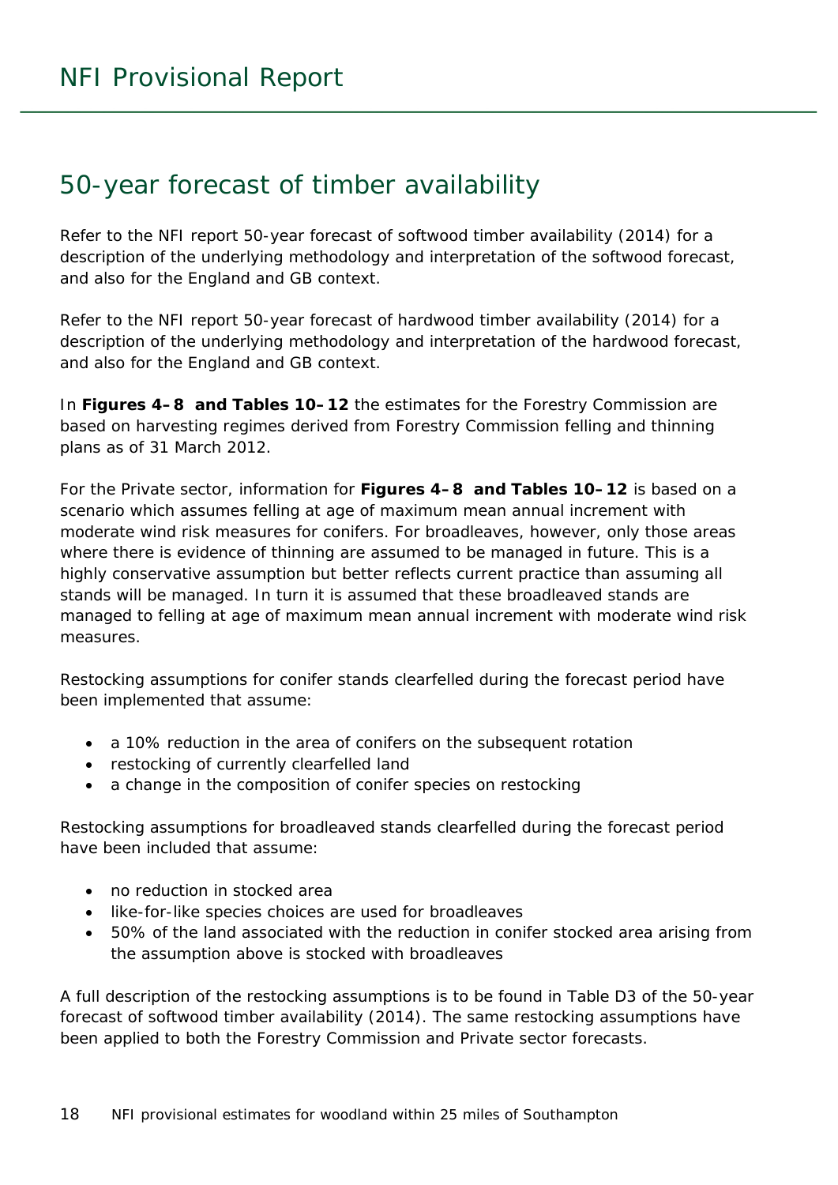# 50-year forecast of timber availability

Refer to the NFI report 50-year forecast of softwood timber availability (2014) for a description of the underlying methodology and interpretation of the softwood forecast, and also for the England and GB context.

Refer to the NFI report 50-year forecast of hardwood timber availability (2014) for a description of the underlying methodology and interpretation of the hardwood forecast, and also for the England and GB context.

In **Figures 4–8 and Tables 10–12** the estimates for the Forestry Commission are based on harvesting regimes derived from Forestry Commission felling and thinning plans as of 31 March 2012.

For the Private sector, information for **Figures 4–8 and Tables 10–12** is based on a scenario which assumes felling at age of maximum mean annual increment with moderate wind risk measures for conifers. For broadleaves, however, only those areas where there is evidence of thinning are assumed to be managed in future. This is a highly conservative assumption but better reflects current practice than assuming all stands will be managed. In turn it is assumed that these broadleaved stands are managed to felling at age of maximum mean annual increment with moderate wind risk measures.

Restocking assumptions for conifer stands clearfelled during the forecast period have been implemented that assume:

- a 10% reduction in the area of conifers on the subsequent rotation
- restocking of currently clearfelled land
- a change in the composition of conifer species on restocking

Restocking assumptions for broadleaved stands clearfelled during the forecast period have been included that assume:

- no reduction in stocked area
- like-for-like species choices are used for broadleaves
- 50% of the land associated with the reduction in conifer stocked area arising from the assumption above is stocked with broadleaves

A full description of the restocking assumptions is to be found in Table D3 of the 50-year forecast of softwood timber availability (2014). The same restocking assumptions have been applied to both the Forestry Commission and Private sector forecasts.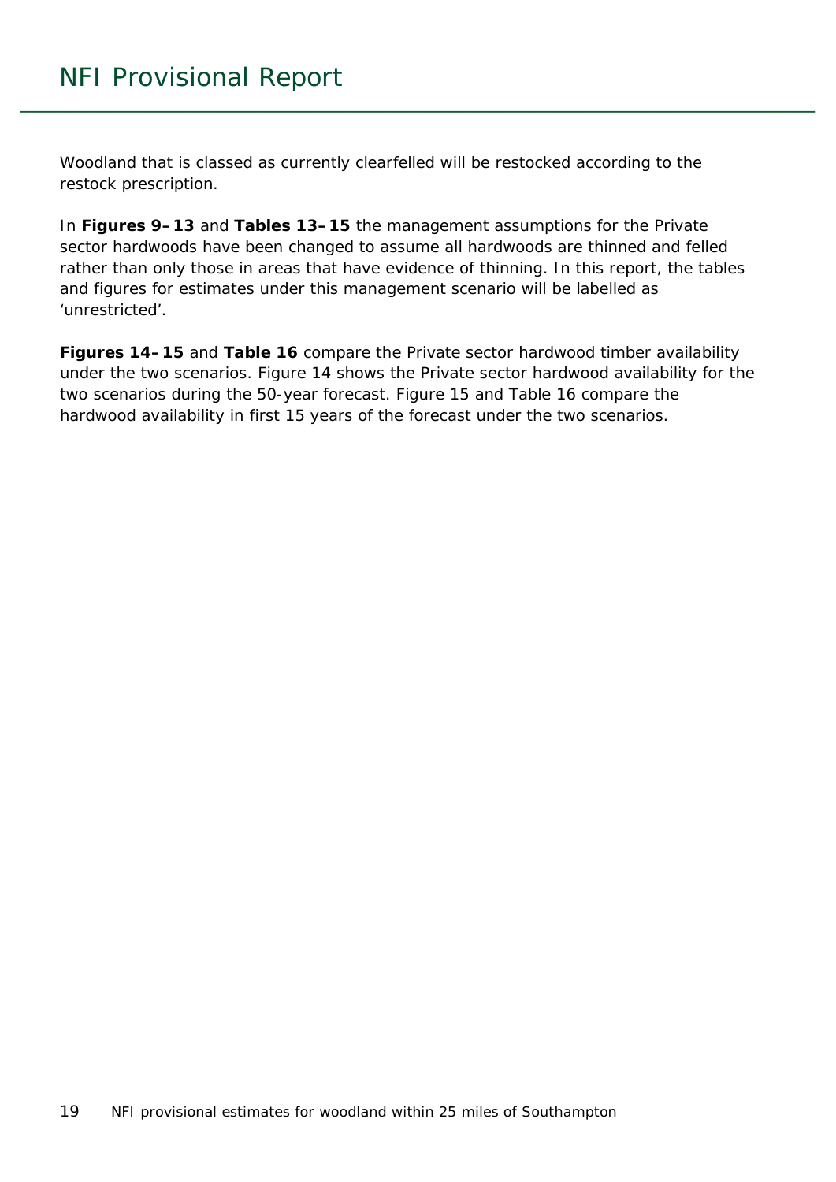Woodland that is classed as currently clearfelled will be restocked according to the restock prescription.

In **Figures 9–13** and **Tables 13–15** the management assumptions for the Private sector hardwoods have been changed to assume all hardwoods are thinned and felled rather than only those in areas that have evidence of thinning. In this report, the tables and figures for estimates under this management scenario will be labelled as 'unrestricted'.

**Figures 14–15** and **Table 16** compare the Private sector hardwood timber availability under the two scenarios. Figure 14 shows the Private sector hardwood availability for the two scenarios during the 50-year forecast. Figure 15 and Table 16 compare the hardwood availability in first 15 years of the forecast under the two scenarios.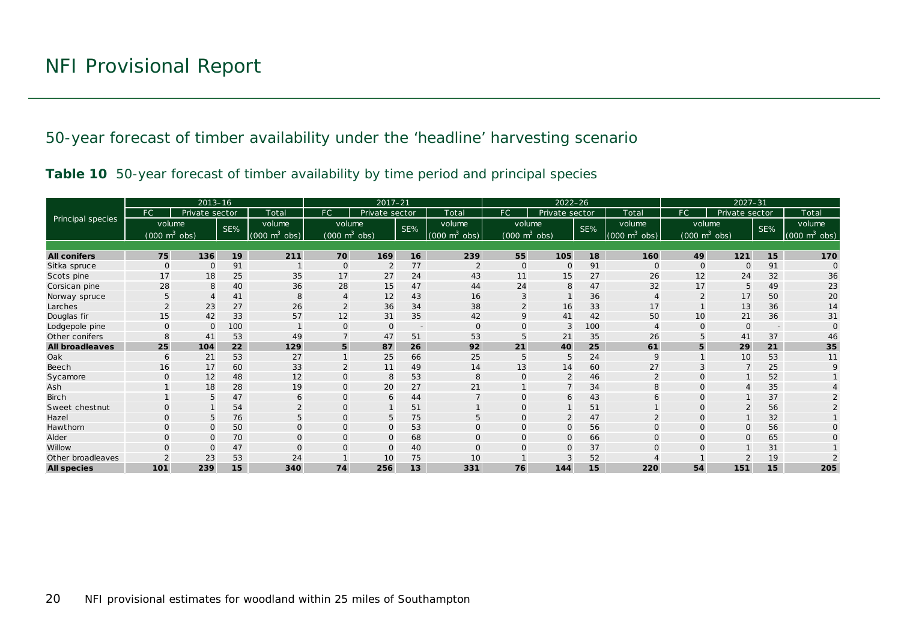## 50-year forecast of timber availability under the 'headline' harvesting scenario

**Table 10** 50-year forecast of timber availability by time period and principal species

| Principal species | 2013–16 | | | | 2017–21 | | | | 2022–26 | | | | 2027–31 | | | |
|---|---|---|---|---|---|---|---|---|---|---|---|---|---|---|---|---|
| | FC | Private sector | | Total | FC | Private sector | | Total | FC | Private sector | | Total | FC | Private sector | | Total |
| | volume ($000\ m^3$ obs) | | SE% | volume ($000\ m^3$ obs) | volume ($000\ m^3$ obs) | | SE% | volume ($000\ m^3$ obs) | volume ($000\ m^3$ obs) | | SE% | volume ($000\ m^3$ obs) | volume ($000\ m^3$ obs) | | SE% | volume ($000\ m^3$ obs) |
| **All conifers** | **75** | **136** | **19** | **211** | **70** | **169** | **16** | **239** | **55** | **105** | **18** | **160** | **49** | **121** | **15** | **170** |
| Sitka spruce | 0 | 0 | 91 | 1 | 0 | 2 | 77 | 2 | 0 | 0 | 91 | 0 | 0 | 0 | 91 | 0 |
| Scots pine | 17 | 18 | 25 | 35 | 17 | 27 | 24 | 43 | 11 | 15 | 27 | 26 | 12 | 24 | 32 | 36 |
| Corsican pine | 28 | 8 | 40 | 36 | 28 | 15 | 47 | 44 | 24 | 8 | 47 | 32 | 17 | 5 | 49 | 23 |
| Norway spruce | 5 | 4 | 41 | 8 | 4 | 12 | 43 | 16 | 3 | 1 | 36 | 4 | 2 | 17 | 50 | 20 |
| Larches | 2 | 23 | 27 | 26 | 2 | 36 | 34 | 38 | 2 | 16 | 33 | 17 | 1 | 13 | 36 | 14 |
| Douglas fir | 15 | 42 | 33 | 57 | 12 | 31 | 35 | 42 | 9 | 41 | 42 | 50 | 10 | 21 | 36 | 31 |
| Lodgepole pine | 0 | 0 | 100 | 1 | 0 | 0 | - | 0 | 0 | 3 | 100 | 4 | 0 | 0 | - | 0 |
| Other conifers | 8 | 41 | 53 | 49 | 7 | 47 | 51 | 53 | 5 | 21 | 35 | 26 | 5 | 41 | 37 | 46 |
| **All broadleaves** | **25** | **104** | **22** | **129** | **5** | **87** | **26** | **92** | **21** | **40** | **25** | **61** | **5** | **29** | **21** | **35** |
| Oak | 6 | 21 | 53 | 27 | 1 | 25 | 66 | 25 | 5 | 5 | 24 | 9 | 1 | 10 | 53 | 11 |
| Beech | 16 | 17 | 60 | 33 | 2 | 11 | 49 | 14 | 13 | 14 | 60 | 27 | 3 | 7 | 25 | 9 |
| Sycamore | 0 | 12 | 48 | 12 | 0 | 8 | 53 | 8 | 0 | 2 | 46 | 2 | 0 | 1 | 52 | 1 |
| Ash | 1 | 18 | 28 | 19 | 0 | 20 | 27 | 21 | 1 | 7 | 34 | 8 | 0 | 4 | 35 | 4 |
| Birch | 1 | 5 | 47 | 6 | 0 | 6 | 44 | 7 | 0 | 6 | 43 | 6 | 0 | 1 | 37 | 2 |
| Sweet chestnut | 0 | 1 | 54 | 2 | 0 | 1 | 51 | 1 | 0 | 1 | 51 | 1 | 0 | 2 | 56 | 2 |
| Hazel | 0 | 5 | 76 | 5 | 0 | 5 | 75 | 5 | 0 | 2 | 47 | 2 | 0 | 1 | 32 | 1 |
| Hawthorn | 0 | 0 | 50 | 0 | 0 | 0 | 53 | 0 | 0 | 0 | 56 | 0 | 0 | 0 | 56 | 0 |
| Alder | 0 | 0 | 70 | 0 | 0 | 0 | 68 | 0 | 0 | 0 | 66 | 0 | 0 | 0 | 65 | 0 |
| Willow | 0 | 0 | 47 | 0 | 0 | 0 | 40 | 0 | 0 | 0 | 37 | 0 | 0 | 1 | 31 | 1 |
| Other broadleaves | 2 | 23 | 53 | 24 | 1 | 10 | 75 | 10 | 1 | 3 | 52 | 4 | 1 | 2 | 19 | 2 |
| **All species** | **101** | **239** | **15** | **340** | **74** | **256** | **13** | **331** | **76** | **144** | **15** | **220** | **54** | **151** | **15** | **205** |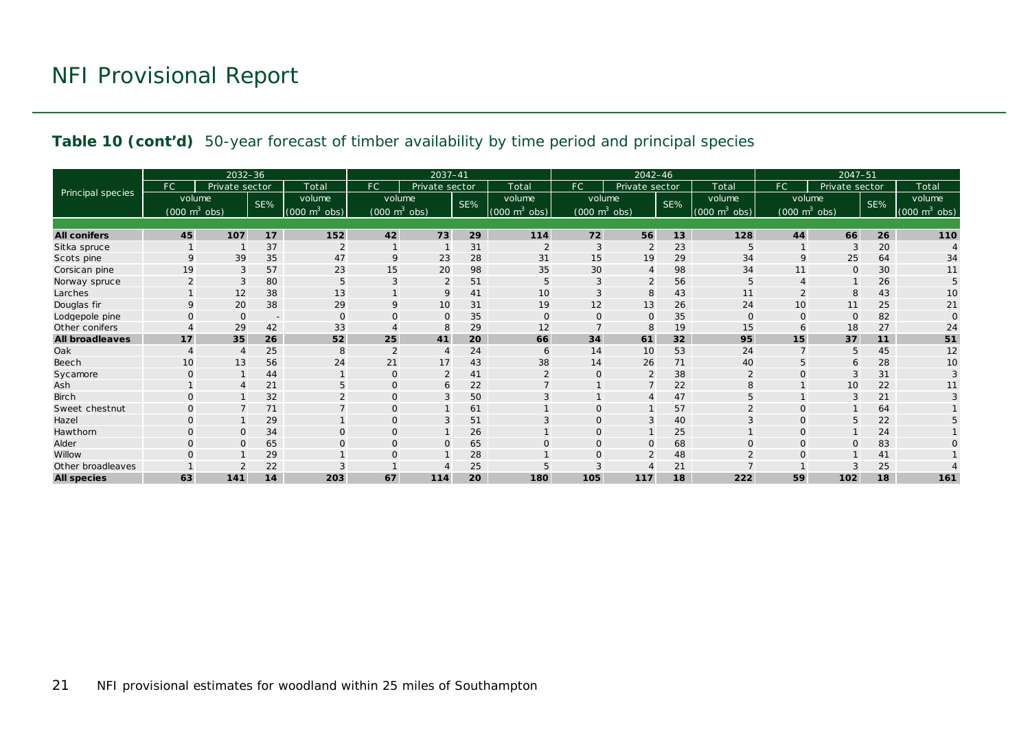## Table 10 (cont'd) 50-year forecast of timber availability by time period and principal species

| Principal species | 2032–36 | | | | 2037–41 | | | | 2042–46 | | | | 2047–51 | | | |
|---|---|---|---|---|---|---|---|---|---|---|---|---|---|---|---|---|
| | FC | Private sector | | Total | FC | Private sector | | Total | FC | Private sector | | Total | FC | Private sector | | Total |
| | volume (000 m$^3$ obs) | | SE% | volume (000 m$^3$ obs) | volume (000 m$^3$ obs) | | SE% | volume (000 m$^3$ obs) | volume (000 m$^3$ obs) | | SE% | volume (000 m$^3$ obs) | volume (000 m$^3$ obs) | | SE% | volume (000 m$^3$ obs) |
| **All conifers** | **45** | **107** | **17** | **152** | **42** | **73** | **29** | **114** | **72** | **56** | **13** | **128** | **44** | **66** | **26** | **110** |
| Sitka spruce | 1 | 1 | 37 | 2 | 1 | 1 | 31 | 2 | 3 | 2 | 23 | 5 | 1 | 3 | 20 | 4 |
| Scots pine | 9 | 39 | 35 | 47 | 9 | 23 | 28 | 31 | 15 | 19 | 29 | 34 | 9 | 25 | 64 | 34 |
| Corsican pine | 19 | 3 | 57 | 23 | 15 | 20 | 98 | 35 | 30 | 4 | 98 | 34 | 11 | 0 | 30 | 11 |
| Norway spruce | 2 | 3 | 80 | 5 | 3 | 2 | 51 | 5 | 3 | 2 | 56 | 5 | 4 | 1 | 26 | 5 |
| Larches | 1 | 12 | 38 | 13 | 1 | 9 | 41 | 10 | 3 | 8 | 43 | 11 | 2 | 8 | 43 | 10 |
| Douglas fir | 9 | 20 | 38 | 29 | 9 | 10 | 31 | 19 | 12 | 13 | 26 | 24 | 10 | 11 | 25 | 21 |
| Lodgepole pine | 0 | 0 | - | 0 | 0 | 0 | 35 | 0 | 0 | 0 | 35 | 0 | 0 | 0 | 82 | 0 |
| Other conifers | 4 | 29 | 42 | 33 | 4 | 8 | 29 | 12 | 7 | 8 | 19 | 15 | 6 | 18 | 27 | 24 |
| **All broadleaves** | **17** | **35** | **26** | **52** | **25** | **41** | **20** | **66** | **34** | **61** | **32** | **95** | **15** | **37** | **11** | **51** |
| Oak | 4 | 4 | 25 | 8 | 2 | 4 | 24 | 6 | 14 | 10 | 53 | 24 | 7 | 5 | 45 | 12 |
| Beech | 10 | 13 | 56 | 24 | 21 | 17 | 43 | 38 | 14 | 26 | 71 | 40 | 5 | 6 | 28 | 10 |
| Sycamore | 0 | 1 | 44 | 1 | 0 | 2 | 41 | 2 | 0 | 2 | 38 | 2 | 0 | 3 | 31 | 3 |
| Ash | 1 | 4 | 21 | 5 | 0 | 6 | 22 | 7 | 1 | 7 | 22 | 8 | 1 | 10 | 22 | 11 |
| Birch | 0 | 1 | 32 | 2 | 0 | 3 | 50 | 3 | 1 | 4 | 47 | 5 | 1 | 3 | 21 | 3 |
| Sweet chestnut | 0 | 7 | 71 | 7 | 0 | 1 | 61 | 1 | 0 | 1 | 57 | 2 | 0 | 1 | 64 | 1 |
| Hazel | 0 | 1 | 29 | 1 | 0 | 3 | 51 | 3 | 0 | 3 | 40 | 3 | 0 | 5 | 22 | 5 |
| Hawthorn | 0 | 0 | 34 | 0 | 0 | 1 | 26 | 1 | 0 | 1 | 25 | 1 | 0 | 1 | 24 | 1 |
| Alder | 0 | 0 | 65 | 0 | 0 | 0 | 65 | 0 | 0 | 0 | 68 | 0 | 0 | 0 | 83 | 0 |
| Willow | 0 | 1 | 29 | 1 | 0 | 1 | 28 | 1 | 0 | 2 | 48 | 2 | 0 | 1 | 41 | 1 |
| Other broadleaves | 1 | 2 | 22 | 3 | 1 | 4 | 25 | 5 | 3 | 4 | 21 | 7 | 1 | 3 | 25 | 4 |
| **All species** | **63** | **141** | **14** | **203** | **67** | **114** | **20** | **180** | **105** | **117** | **18** | **222** | **59** | **102** | **18** | **161** |

NFI provisional estimates for woodland within 25 miles of Southampton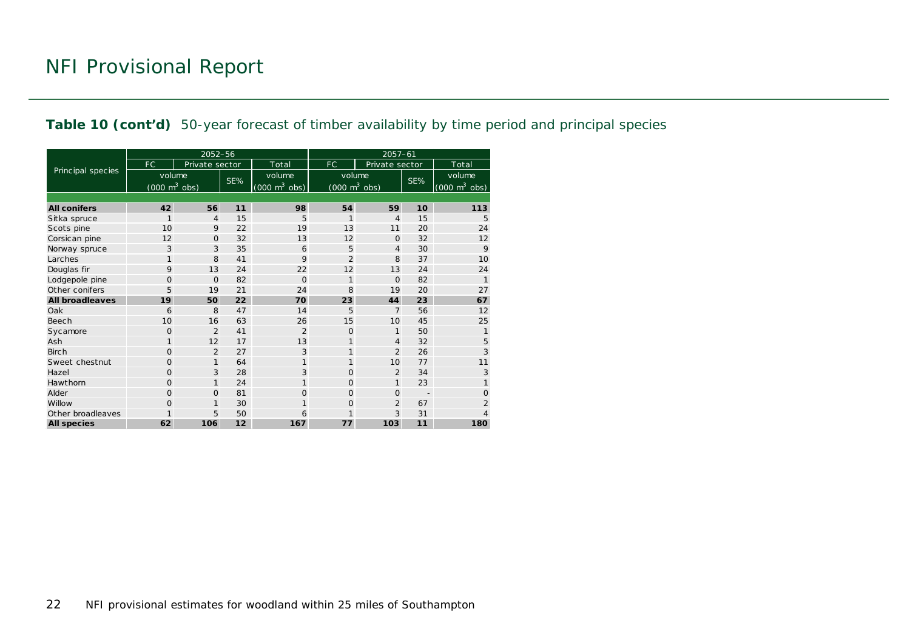# NFI Provisional Report

**Table 10 (cont'd)** 50-year forecast of timber availability by time period and principal species

| Principal species | 2052–56 | | | | 2057–61 | | | |
|---|---|---|---|---|---|---|---|---|
| | FC | Private sector | | Total | FC | Private sector | | Total |
| | volume (000 $m^3$ obs) | | SE% | volume (000 $m^3$ obs) | volume (000 $m^3$ obs) | | SE% | volume (000 $m^3$ obs) |
| **All conifers** | **42** | **56** | **11** | **98** | **54** | **59** | **10** | **113** |
| Sitka spruce | 1 | 4 | 15 | 5 | 1 | 4 | 15 | 5 |
| Scots pine | 10 | 9 | 22 | 19 | 13 | 11 | 20 | 24 |
| Corsican pine | 12 | 0 | 32 | 13 | 12 | 0 | 32 | 12 |
| Norway spruce | 3 | 3 | 35 | 6 | 5 | 4 | 30 | 9 |
| Larches | 1 | 8 | 41 | 9 | 2 | 8 | 37 | 10 |
| Douglas fir | 9 | 13 | 24 | 22 | 12 | 13 | 24 | 24 |
| Lodgepole pine | 0 | 0 | 82 | 0 | 1 | 0 | 82 | 1 |
| Other conifers | 5 | 19 | 21 | 24 | 8 | 19 | 20 | 27 |
| **All broadleaves** | **19** | **50** | **22** | **70** | **23** | **44** | **23** | **67** |
| Oak | 6 | 8 | 47 | 14 | 5 | 7 | 56 | 12 |
| Beech | 10 | 16 | 63 | 26 | 15 | 10 | 45 | 25 |
| Sycamore | 0 | 2 | 41 | 2 | 0 | 1 | 50 | 1 |
| Ash | 1 | 12 | 17 | 13 | 1 | 4 | 32 | 5 |
| Birch | 0 | 2 | 27 | 3 | 1 | 2 | 26 | 3 |
| Sweet chestnut | 0 | 1 | 64 | 1 | 1 | 10 | 77 | 11 |
| Hazel | 0 | 3 | 28 | 3 | 0 | 2 | 34 | 3 |
| Hawthorn | 0 | 1 | 24 | 1 | 0 | 1 | 23 | 1 |
| Alder | 0 | 0 | 81 | 0 | 0 | 0 | - | 0 |
| Willow | 0 | 1 | 30 | 1 | 0 | 2 | 67 | 2 |
| Other broadleaves | 1 | 5 | 50 | 6 | 1 | 3 | 31 | 4 |
| **All species** | **62** | **106** | **12** | **167** | **77** | **103** | **11** | **180** |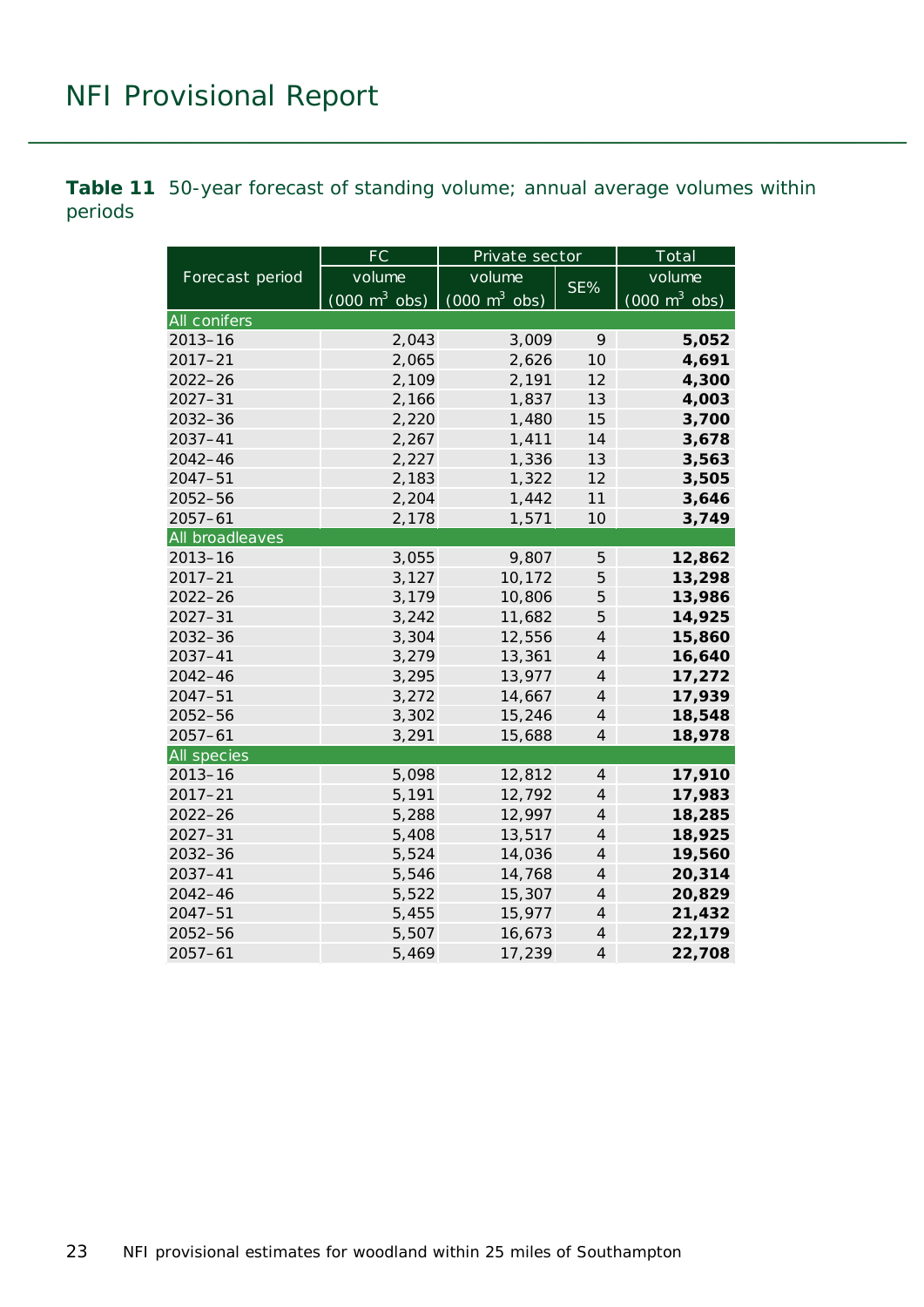**Table 11** 50-year forecast of standing volume; annual average volumes within periods

| Forecast period | FC | Private sector | | Total |
|---|---|---|---|---|
| | volume (000 $m^3$ obs) | volume (000 $m^3$ obs) | SE% | volume (000 $m^3$ obs) |
| **All conifers** | | | | |
| 2013–16 | 2,043 | 3,009 | 9 | **5,052** |
| 2017–21 | 2,065 | 2,626 | 10 | **4,691** |
| 2022–26 | 2,109 | 2,191 | 12 | **4,300** |
| 2027–31 | 2,166 | 1,837 | 13 | **4,003** |
| 2032–36 | 2,220 | 1,480 | 15 | **3,700** |
| 2037–41 | 2,267 | 1,411 | 14 | **3,678** |
| 2042–46 | 2,227 | 1,336 | 13 | **3,563** |
| 2047–51 | 2,183 | 1,322 | 12 | **3,505** |
| 2052–56 | 2,204 | 1,442 | 11 | **3,646** |
| 2057–61 | 2,178 | 1,571 | 10 | **3,749** |
| **All broadleaves** | | | | |
| 2013–16 | 3,055 | 9,807 | 5 | **12,862** |
| 2017–21 | 3,127 | 10,172 | 5 | **13,298** |
| 2022–26 | 3,179 | 10,806 | 5 | **13,986** |
| 2027–31 | 3,242 | 11,682 | 5 | **14,925** |
| 2032–36 | 3,304 | 12,556 | 4 | **15,860** |
| 2037–41 | 3,279 | 13,361 | 4 | **16,640** |
| 2042–46 | 3,295 | 13,977 | 4 | **17,272** |
| 2047–51 | 3,272 | 14,667 | 4 | **17,939** |
| 2052–56 | 3,302 | 15,246 | 4 | **18,548** |
| 2057–61 | 3,291 | 15,688 | 4 | **18,978** |
| **All species** | | | | |
| 2013–16 | 5,098 | 12,812 | 4 | **17,910** |
| 2017–21 | 5,191 | 12,792 | 4 | **17,983** |
| 2022–26 | 5,288 | 12,997 | 4 | **18,285** |
| 2027–31 | 5,408 | 13,517 | 4 | **18,925** |
| 2032–36 | 5,524 | 14,036 | 4 | **19,560** |
| 2037–41 | 5,546 | 14,768 | 4 | **20,314** |
| 2042–46 | 5,522 | 15,307 | 4 | **20,829** |
| 2047–51 | 5,455 | 15,977 | 4 | **21,432** |
| 2052–56 | 5,507 | 16,673 | 4 | **22,179** |
| 2057–61 | 5,469 | 17,239 | 4 | **22,708** |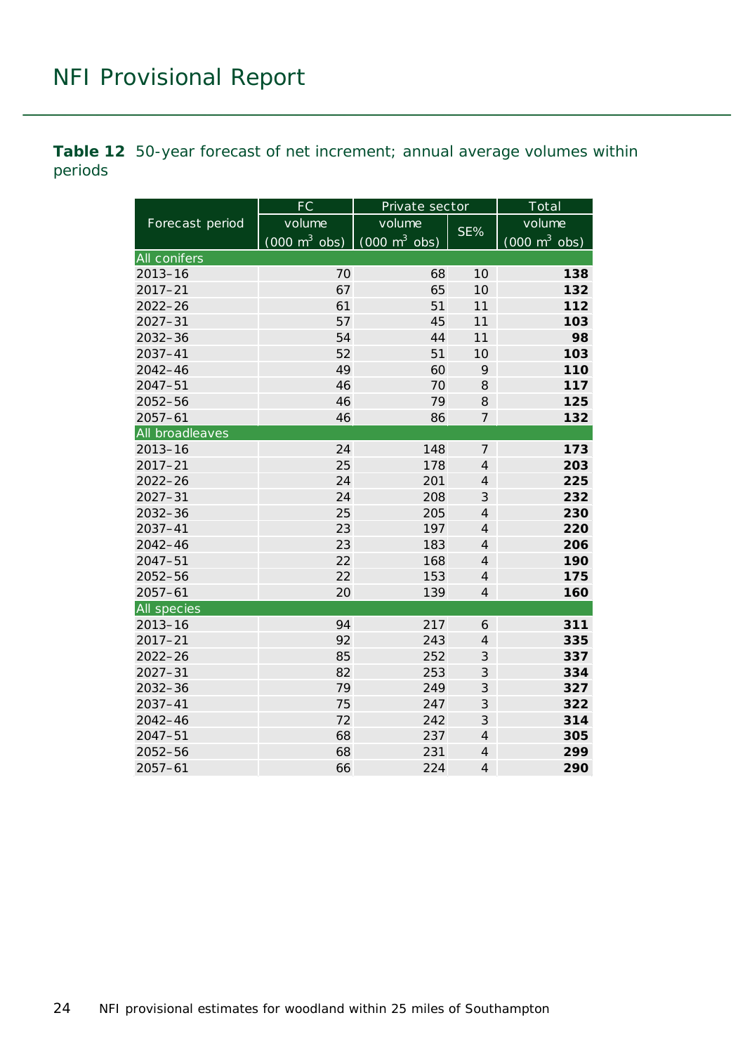**Table 12** 50-year forecast of net increment; annual average volumes within periods

| Forecast period | FC volume (000 $m^3$ obs) | Private sector volume (000 $m^3$ obs) | Private sector SE% | Total volume (000 $m^3$ obs) |
|---|---|---|---|---|
| **All conifers** | | | | |
| 2013–16 | 70 | 68 | 10 | **138** |
| 2017–21 | 67 | 65 | 10 | **132** |
| 2022–26 | 61 | 51 | 11 | **112** |
| 2027–31 | 57 | 45 | 11 | **103** |
| 2032–36 | 54 | 44 | 11 | **98** |
| 2037–41 | 52 | 51 | 10 | **103** |
| 2042–46 | 49 | 60 | 9 | **110** |
| 2047–51 | 46 | 70 | 8 | **117** |
| 2052–56 | 46 | 79 | 8 | **125** |
| 2057–61 | 46 | 86 | 7 | **132** |
| **All broadleaves** | | | | |
| 2013–16 | 24 | 148 | 7 | **173** |
| 2017–21 | 25 | 178 | 4 | **203** |
| 2022–26 | 24 | 201 | 4 | **225** |
| 2027–31 | 24 | 208 | 3 | **232** |
| 2032–36 | 25 | 205 | 4 | **230** |
| 2037–41 | 23 | 197 | 4 | **220** |
| 2042–46 | 23 | 183 | 4 | **206** |
| 2047–51 | 22 | 168 | 4 | **190** |
| 2052–56 | 22 | 153 | 4 | **175** |
| 2057–61 | 20 | 139 | 4 | **160** |
| **All species** | | | | |
| 2013–16 | 94 | 217 | 6 | **311** |
| 2017–21 | 92 | 243 | 4 | **335** |
| 2022–26 | 85 | 252 | 3 | **337** |
| 2027–31 | 82 | 253 | 3 | **334** |
| 2032–36 | 79 | 249 | 3 | **327** |
| 2037–41 | 75 | 247 | 3 | **322** |
| 2042–46 | 72 | 242 | 3 | **314** |
| 2047–51 | 68 | 237 | 4 | **305** |
| 2052–56 | 68 | 231 | 4 | **299** |
| 2057–61 | 66 | 224 | 4 | **290** |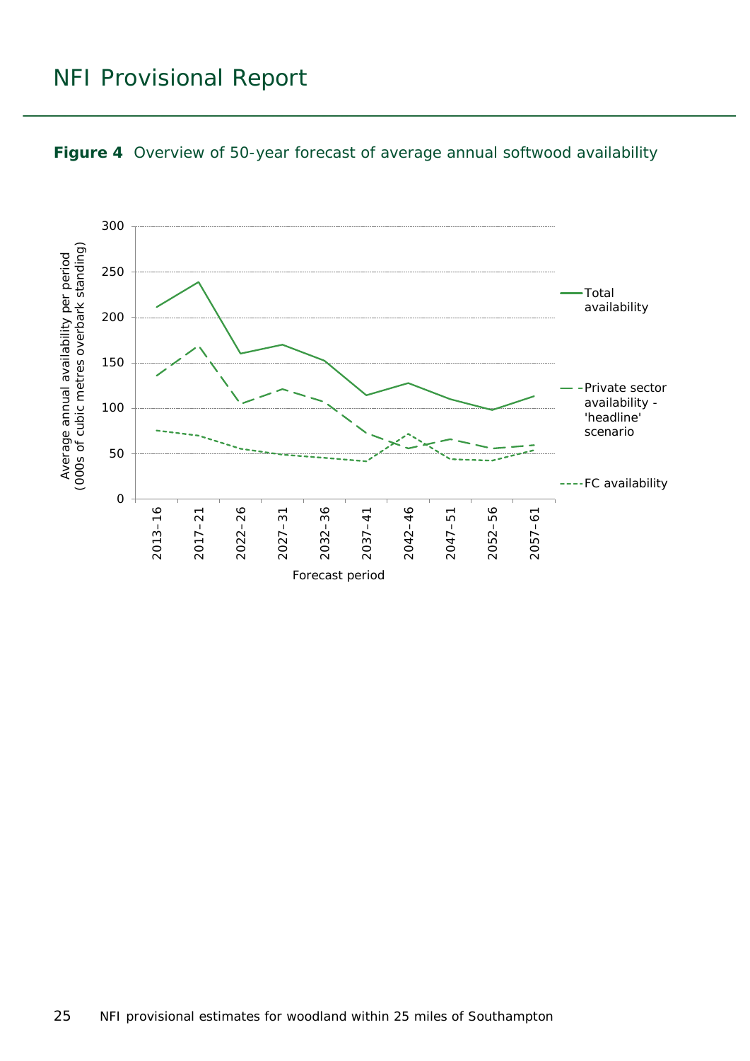**Figure 4** Overview of 50-year forecast of average annual softwood availability

Average annual availability per period (000s of cubic metres overbark standing)

300
250
200
150
100
50
0

2013–16 2017–21 2022–26 2027–31 2032–36 2037–41 2042–46 2047–51 2052–56 2057–61

Forecast period

Total availability

Private sector availability - 'headline' scenario

FC availability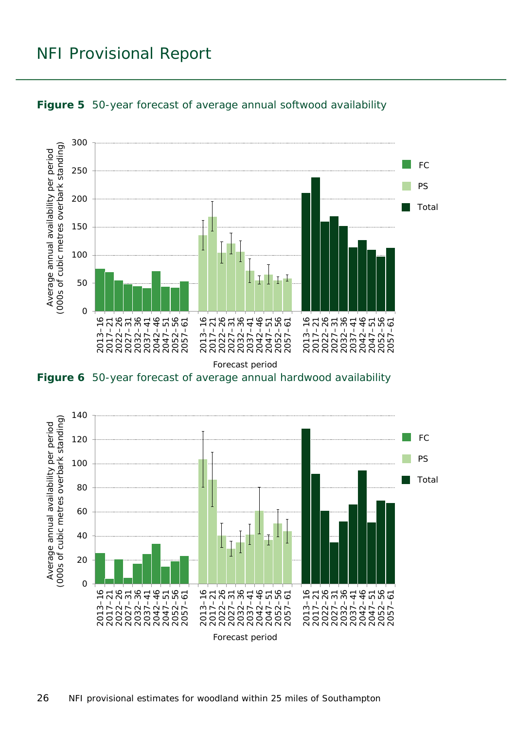**Figure 5** 50-year forecast of average annual softwood availability

**Figure 6** 50-year forecast of average annual hardwood availability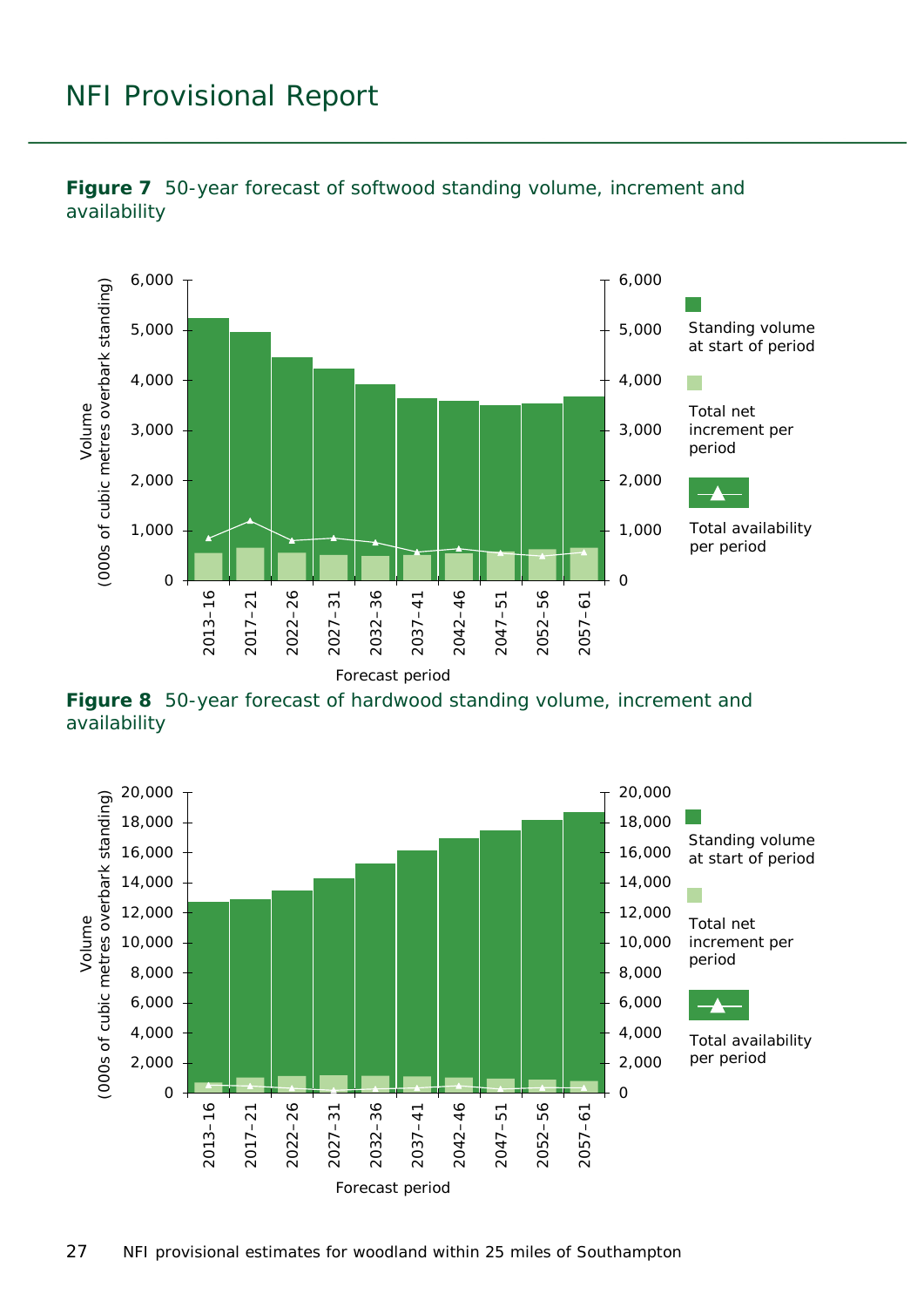**Figure 7** 50-year forecast of softwood standing volume, increment and availability

Volume (000s of cubic metres overbark standing)

Standing volume at start of period

Total net increment per period

Total availability per period

Forecast period

2013–16, 2017–21, 2022–26, 2027–31, 2032–36, 2037–41, 2042–46, 2047–51, 2052–56, 2057–61

**Figure 8** 50-year forecast of hardwood standing volume, increment and availability

Volume (000s of cubic metres overbark standing)

Standing volume at start of period

Total net increment per period

Total availability per period

Forecast period

2013–16, 2017–21, 2022–26, 2027–31, 2032–36, 2037–41, 2042–46, 2047–51, 2052–56, 2057–61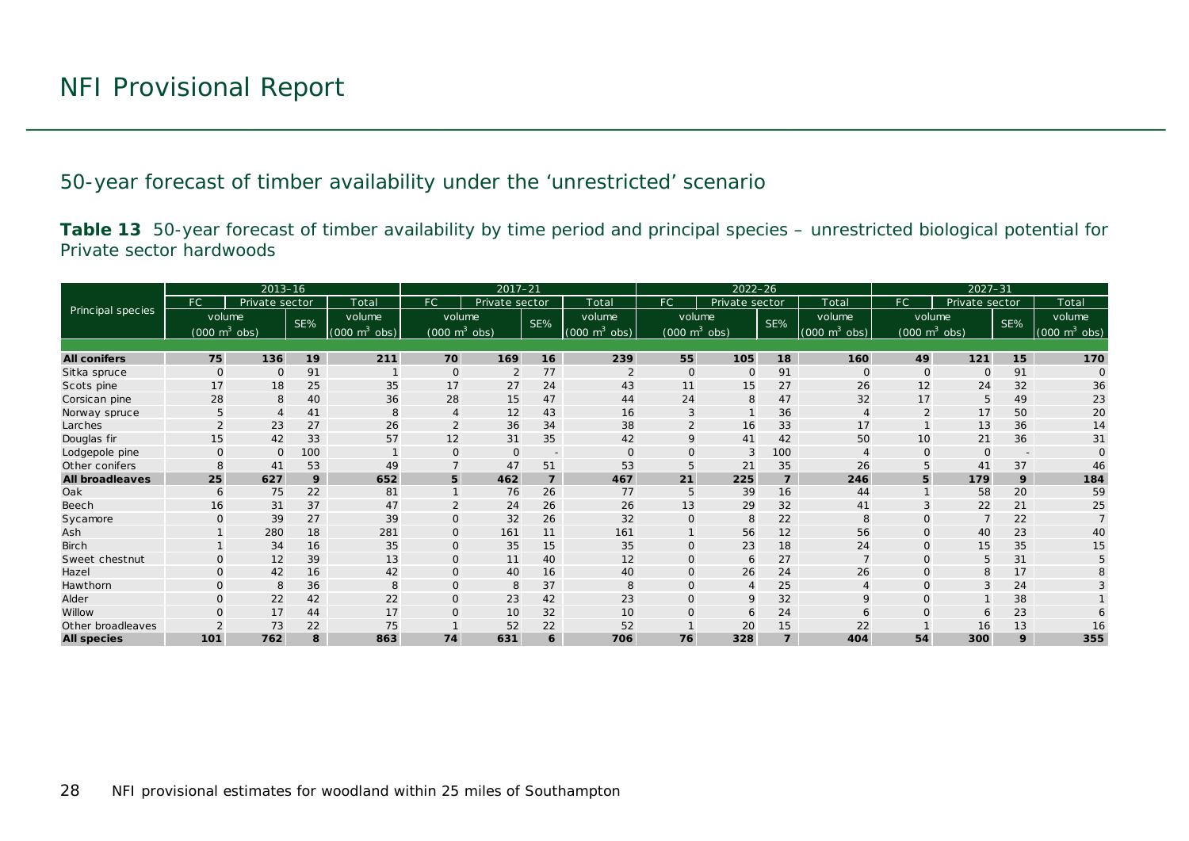# NFI Provisional Report

## 50-year forecast of timber availability under the 'unrestricted' scenario

**Table 13** 50-year forecast of timber availability by time period and principal species – unrestricted biological potential for Private sector hardwoods

| Principal species | 2013–16 | | | | 2017–21 | | | | 2022–26 | | | | 2027–31 | | | |
|---|---|---|---|---|---|---|---|---|---|---|---|---|---|---|---|---|
| | FC | Private sector | | Total | FC | Private sector | | Total | FC | Private sector | | Total | FC | Private sector | | Total |
| | volume (000 $m^3$ obs) | | SE% | volume (000 $m^3$ obs) | volume (000 $m^3$ obs) | | SE% | volume (000 $m^3$ obs) | volume (000 $m^3$ obs) | | SE% | volume (000 $m^3$ obs) | volume (000 $m^3$ obs) | | SE% | volume (000 $m^3$ obs) |
| **All conifers** | **75** | **136** | **19** | **211** | **70** | **169** | **16** | **239** | **55** | **105** | **18** | **160** | **49** | **121** | **15** | **170** |
| Sitka spruce | 0 | 0 | 91 | 1 | 0 | 2 | 77 | 2 | 0 | 0 | 91 | 0 | 0 | 0 | 91 | 0 |
| Scots pine | 17 | 18 | 25 | 35 | 17 | 27 | 24 | 43 | 11 | 15 | 27 | 26 | 12 | 24 | 32 | 36 |
| Corsican pine | 28 | 8 | 40 | 36 | 28 | 15 | 47 | 44 | 24 | 8 | 47 | 32 | 17 | 5 | 49 | 23 |
| Norway spruce | 5 | 4 | 41 | 8 | 4 | 12 | 43 | 16 | 3 | 1 | 36 | 4 | 2 | 17 | 50 | 20 |
| Larches | 2 | 23 | 27 | 26 | 2 | 36 | 34 | 38 | 2 | 16 | 33 | 17 | 1 | 13 | 36 | 14 |
| Douglas fir | 15 | 42 | 33 | 57 | 12 | 31 | 35 | 42 | 9 | 41 | 42 | 50 | 10 | 21 | 36 | 31 |
| Lodgepole pine | 0 | 0 | 100 | 1 | 0 | 0 | - | 0 | 0 | 3 | 100 | 4 | 0 | 0 | - | 0 |
| Other conifers | 8 | 41 | 53 | 49 | 7 | 47 | 51 | 53 | 5 | 21 | 35 | 26 | 5 | 41 | 37 | 46 |
| **All broadleaves** | **25** | **627** | **9** | **652** | **5** | **462** | **7** | **467** | **21** | **225** | **7** | **246** | **5** | **179** | **9** | **184** |
| Oak | 6 | 75 | 22 | 81 | 1 | 76 | 26 | 77 | 5 | 39 | 16 | 44 | 1 | 58 | 20 | 59 |
| Beech | 16 | 31 | 37 | 47 | 2 | 24 | 26 | 26 | 13 | 29 | 32 | 41 | 3 | 22 | 21 | 25 |
| Sycamore | 0 | 39 | 27 | 39 | 0 | 32 | 26 | 32 | 0 | 8 | 22 | 8 | 0 | 7 | 22 | 7 |
| Ash | 1 | 280 | 18 | 281 | 0 | 161 | 11 | 161 | 1 | 56 | 12 | 56 | 0 | 40 | 23 | 40 |
| Birch | 1 | 34 | 16 | 35 | 0 | 35 | 15 | 35 | 0 | 23 | 18 | 24 | 0 | 15 | 35 | 15 |
| Sweet chestnut | 0 | 12 | 39 | 13 | 0 | 11 | 40 | 12 | 0 | 6 | 27 | 7 | 0 | 5 | 31 | 5 |
| Hazel | 0 | 42 | 16 | 42 | 0 | 40 | 16 | 40 | 0 | 26 | 24 | 26 | 0 | 8 | 17 | 8 |
| Hawthorn | 0 | 8 | 36 | 8 | 0 | 8 | 37 | 8 | 0 | 4 | 25 | 4 | 0 | 3 | 24 | 3 |
| Alder | 0 | 22 | 42 | 22 | 0 | 23 | 42 | 23 | 0 | 9 | 32 | 9 | 0 | 1 | 38 | 1 |
| Willow | 0 | 17 | 44 | 17 | 0 | 10 | 32 | 10 | 0 | 6 | 24 | 6 | 0 | 6 | 23 | 6 |
| Other broadleaves | 2 | 73 | 22 | 75 | 1 | 52 | 22 | 52 | 1 | 20 | 15 | 22 | 1 | 16 | 13 | 16 |
| **All species** | **101** | **762** | **8** | **863** | **74** | **631** | **6** | **706** | **76** | **328** | **7** | **404** | **54** | **300** | **9** | **355** |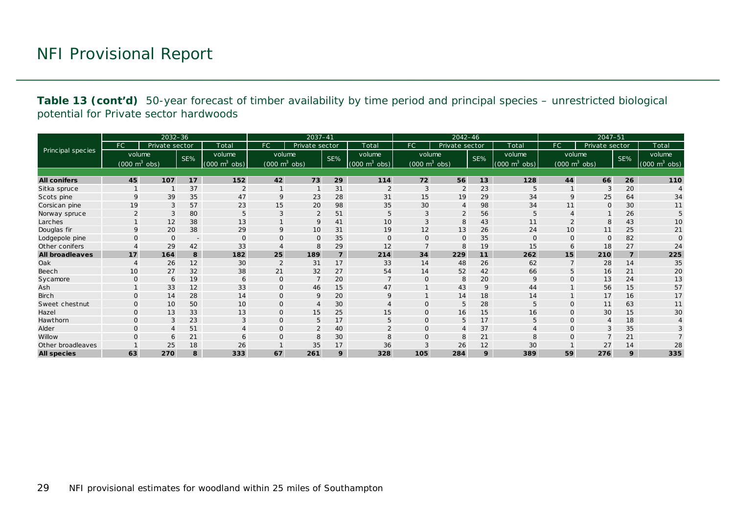**Table 13 (cont'd)** 50-year forecast of timber availability by time period and principal species – unrestricted biological potential for Private sector hardwoods

| Principal species | 2032–36 | | | | 2037–41 | | | | 2042–46 | | | | 2047–51 | | | |
|---|---|---|---|---|---|---|---|---|---|---|---|---|---|---|---|---|
| | FC | Private sector | | Total | FC | Private sector | | Total | FC | Private sector | | Total | FC | Private sector | | Total |
| | volume (000 m$^3$ obs) | | SE% | volume (000 m$^3$ obs) | volume (000 m$^3$ obs) | | SE% | volume (000 m$^3$ obs) | volume (000 m$^3$ obs) | | SE% | volume (000 m$^3$ obs) | volume (000 m$^3$ obs) | | SE% | volume (000 m$^3$ obs) |
| **All conifers** | **45** | **107** | **17** | **152** | **42** | **73** | **29** | **114** | **72** | **56** | **13** | **128** | **44** | **66** | **26** | **110** |
| Sitka spruce | 1 | 1 | 37 | 2 | 1 | 1 | 31 | 2 | 3 | 2 | 23 | 5 | 1 | 3 | 20 | 4 |
| Scots pine | 9 | 39 | 35 | 47 | 9 | 23 | 28 | 31 | 15 | 19 | 29 | 34 | 9 | 25 | 64 | 34 |
| Corsican pine | 19 | 3 | 57 | 23 | 15 | 20 | 98 | 35 | 30 | 4 | 98 | 34 | 11 | 0 | 30 | 11 |
| Norway spruce | 2 | 3 | 80 | 5 | 3 | 2 | 51 | 5 | 3 | 2 | 56 | 5 | 4 | 1 | 26 | 5 |
| Larches | 1 | 12 | 38 | 13 | 1 | 9 | 41 | 10 | 3 | 8 | 43 | 11 | 2 | 8 | 43 | 10 |
| Douglas fir | 9 | 20 | 38 | 29 | 9 | 10 | 31 | 19 | 12 | 13 | 26 | 24 | 10 | 11 | 25 | 21 |
| Lodgepole pine | 0 | 0 | - | 0 | 0 | 0 | 35 | 0 | 0 | 0 | 35 | 0 | 0 | 0 | 82 | 0 |
| Other conifers | 4 | 29 | 42 | 33 | 4 | 8 | 29 | 12 | 7 | 8 | 19 | 15 | 6 | 18 | 27 | 24 |
| **All broadleaves** | **17** | **164** | **8** | **182** | **25** | **189** | **7** | **214** | **34** | **229** | **11** | **262** | **15** | **210** | **7** | **225** |
| Oak | 4 | 26 | 12 | 30 | 2 | 31 | 17 | 33 | 14 | 48 | 26 | 62 | 7 | 28 | 14 | 35 |
| Beech | 10 | 27 | 32 | 38 | 21 | 32 | 27 | 54 | 14 | 52 | 42 | 66 | 5 | 16 | 21 | 20 |
| Sycamore | 0 | 6 | 19 | 6 | 0 | 7 | 20 | 7 | 0 | 8 | 20 | 9 | 0 | 13 | 24 | 13 |
| Ash | 1 | 33 | 12 | 33 | 0 | 46 | 15 | 47 | 1 | 43 | 9 | 44 | 1 | 56 | 15 | 57 |
| Birch | 0 | 14 | 28 | 14 | 0 | 9 | 20 | 9 | 1 | 14 | 18 | 14 | 1 | 17 | 16 | 17 |
| Sweet chestnut | 0 | 10 | 50 | 10 | 0 | 4 | 30 | 4 | 0 | 5 | 28 | 5 | 0 | 11 | 63 | 11 |
| Hazel | 0 | 13 | 33 | 13 | 0 | 15 | 25 | 15 | 0 | 16 | 15 | 16 | 0 | 30 | 15 | 30 |
| Hawthorn | 0 | 3 | 23 | 3 | 0 | 5 | 17 | 5 | 0 | 5 | 17 | 5 | 0 | 4 | 18 | 4 |
| Alder | 0 | 4 | 51 | 4 | 0 | 2 | 40 | 2 | 0 | 4 | 37 | 4 | 0 | 3 | 35 | 3 |
| Willow | 0 | 6 | 21 | 6 | 0 | 8 | 30 | 8 | 0 | 8 | 21 | 8 | 0 | 7 | 21 | 7 |
| Other broadleaves | 1 | 25 | 18 | 26 | 1 | 35 | 17 | 36 | 3 | 26 | 12 | 30 | 1 | 27 | 14 | 28 |
| **All species** | **63** | **270** | **8** | **333** | **67** | **261** | **9** | **328** | **105** | **284** | **9** | **389** | **59** | **276** | **9** | **335** |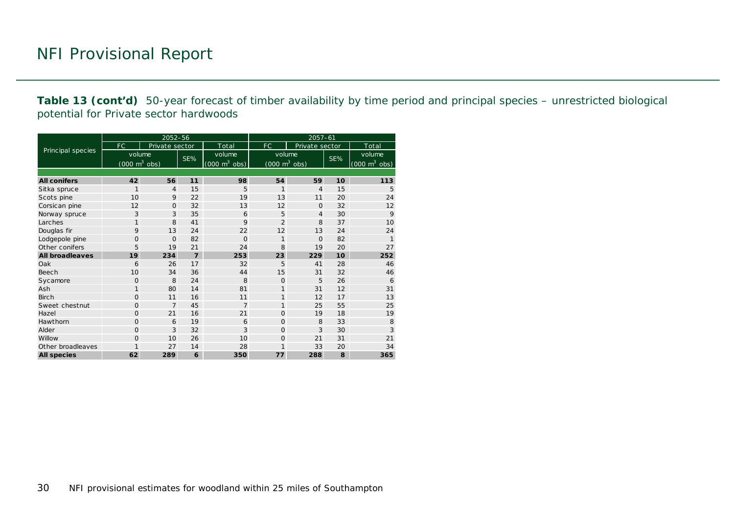**Table 13 (cont'd)** 50-year forecast of timber availability by time period and principal species – unrestricted biological potential for Private sector hardwoods

| Principal species | 2052–56 | | | | 2057–61 | | | |
|---|---|---|---|---|---|---|---|---|
| | FC | Private sector | | Total | FC | Private sector | | Total |
| | volume ($000\ m^3$ obs) | | SE% | volume ($000\ m^3$ obs) | volume ($000\ m^3$ obs) | | SE% | volume ($000\ m^3$ obs) |
| **All conifers** | **42** | **56** | **11** | **98** | **54** | **59** | **10** | **113** |
| Sitka spruce | 1 | 4 | 15 | 5 | 1 | 4 | 15 | 5 |
| Scots pine | 10 | 9 | 22 | 19 | 13 | 11 | 20 | 24 |
| Corsican pine | 12 | 0 | 32 | 13 | 12 | 0 | 32 | 12 |
| Norway spruce | 3 | 3 | 35 | 6 | 5 | 4 | 30 | 9 |
| Larches | 1 | 8 | 41 | 9 | 2 | 8 | 37 | 10 |
| Douglas fir | 9 | 13 | 24 | 22 | 12 | 13 | 24 | 24 |
| Lodgepole pine | 0 | 0 | 82 | 0 | 1 | 0 | 82 | 1 |
| Other conifers | 5 | 19 | 21 | 24 | 8 | 19 | 20 | 27 |
| **All broadleaves** | **19** | **234** | **7** | **253** | **23** | **229** | **10** | **252** |
| Oak | 6 | 26 | 17 | 32 | 5 | 41 | 28 | 46 |
| Beech | 10 | 34 | 36 | 44 | 15 | 31 | 32 | 46 |
| Sycamore | 0 | 8 | 24 | 8 | 0 | 5 | 26 | 6 |
| Ash | 1 | 80 | 14 | 81 | 1 | 31 | 12 | 31 |
| Birch | 0 | 11 | 16 | 11 | 1 | 12 | 17 | 13 |
| Sweet chestnut | 0 | 7 | 45 | 7 | 1 | 25 | 55 | 25 |
| Hazel | 0 | 21 | 16 | 21 | 0 | 19 | 18 | 19 |
| Hawthorn | 0 | 6 | 19 | 6 | 0 | 8 | 33 | 8 |
| Alder | 0 | 3 | 32 | 3 | 0 | 3 | 30 | 3 |
| Willow | 0 | 10 | 26 | 10 | 0 | 21 | 31 | 21 |
| Other broadleaves | 1 | 27 | 14 | 28 | 1 | 33 | 20 | 34 |
| **All species** | **62** | **289** | **6** | **350** | **77** | **288** | **8** | **365** |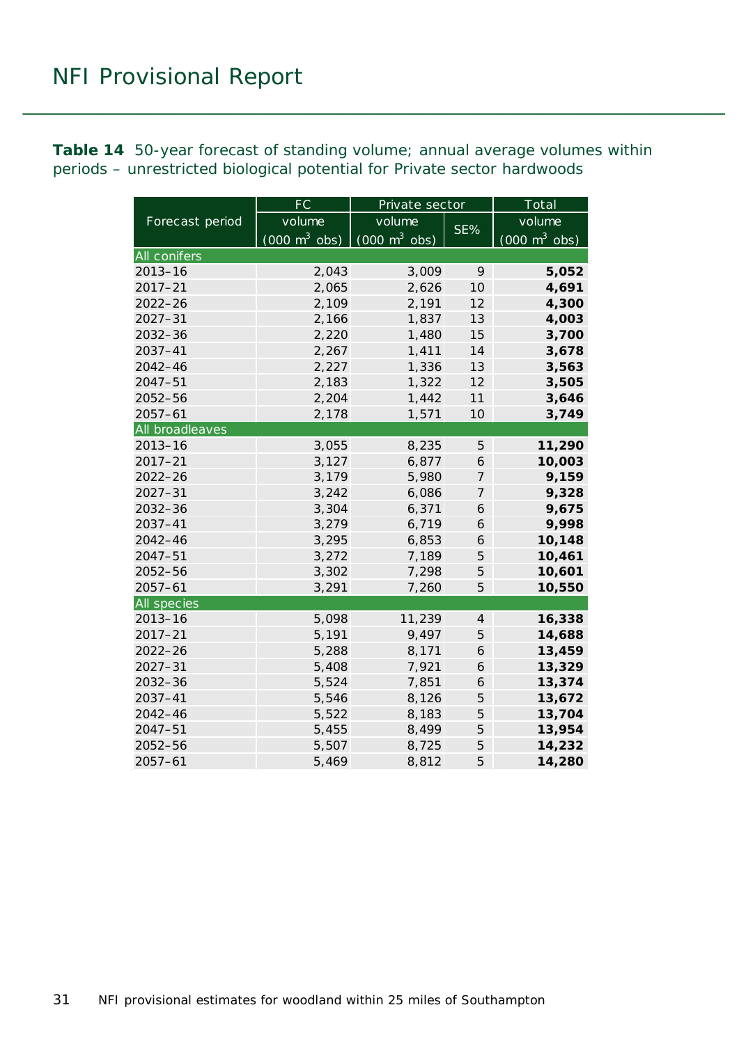**Table 14** 50-year forecast of standing volume; annual average volumes within periods – unrestricted biological potential for Private sector hardwoods

| Forecast period | FC | Private sector | | Total |
|---|---|---|---|---|
| | volume (000 $m^3$ obs) | volume (000 $m^3$ obs) | SE% | volume (000 $m^3$ obs) |
| **All conifers** | | | | |
| 2013–16 | 2,043 | 3,009 | 9 | **5,052** |
| 2017–21 | 2,065 | 2,626 | 10 | **4,691** |
| 2022–26 | 2,109 | 2,191 | 12 | **4,300** |
| 2027–31 | 2,166 | 1,837 | 13 | **4,003** |
| 2032–36 | 2,220 | 1,480 | 15 | **3,700** |
| 2037–41 | 2,267 | 1,411 | 14 | **3,678** |
| 2042–46 | 2,227 | 1,336 | 13 | **3,563** |
| 2047–51 | 2,183 | 1,322 | 12 | **3,505** |
| 2052–56 | 2,204 | 1,442 | 11 | **3,646** |
| 2057–61 | 2,178 | 1,571 | 10 | **3,749** |
| **All broadleaves** | | | | |
| 2013–16 | 3,055 | 8,235 | 5 | **11,290** |
| 2017–21 | 3,127 | 6,877 | 6 | **10,003** |
| 2022–26 | 3,179 | 5,980 | 7 | **9,159** |
| 2027–31 | 3,242 | 6,086 | 7 | **9,328** |
| 2032–36 | 3,304 | 6,371 | 6 | **9,675** |
| 2037–41 | 3,279 | 6,719 | 6 | **9,998** |
| 2042–46 | 3,295 | 6,853 | 6 | **10,148** |
| 2047–51 | 3,272 | 7,189 | 5 | **10,461** |
| 2052–56 | 3,302 | 7,298 | 5 | **10,601** |
| 2057–61 | 3,291 | 7,260 | 5 | **10,550** |
| **All species** | | | | |
| 2013–16 | 5,098 | 11,239 | 4 | **16,338** |
| 2017–21 | 5,191 | 9,497 | 5 | **14,688** |
| 2022–26 | 5,288 | 8,171 | 6 | **13,459** |
| 2027–31 | 5,408 | 7,921 | 6 | **13,329** |
| 2032–36 | 5,524 | 7,851 | 6 | **13,374** |
| 2037–41 | 5,546 | 8,126 | 5 | **13,672** |
| 2042–46 | 5,522 | 8,183 | 5 | **13,704** |
| 2047–51 | 5,455 | 8,499 | 5 | **13,954** |
| 2052–56 | 5,507 | 8,725 | 5 | **14,232** |
| 2057–61 | 5,469 | 8,812 | 5 | **14,280** |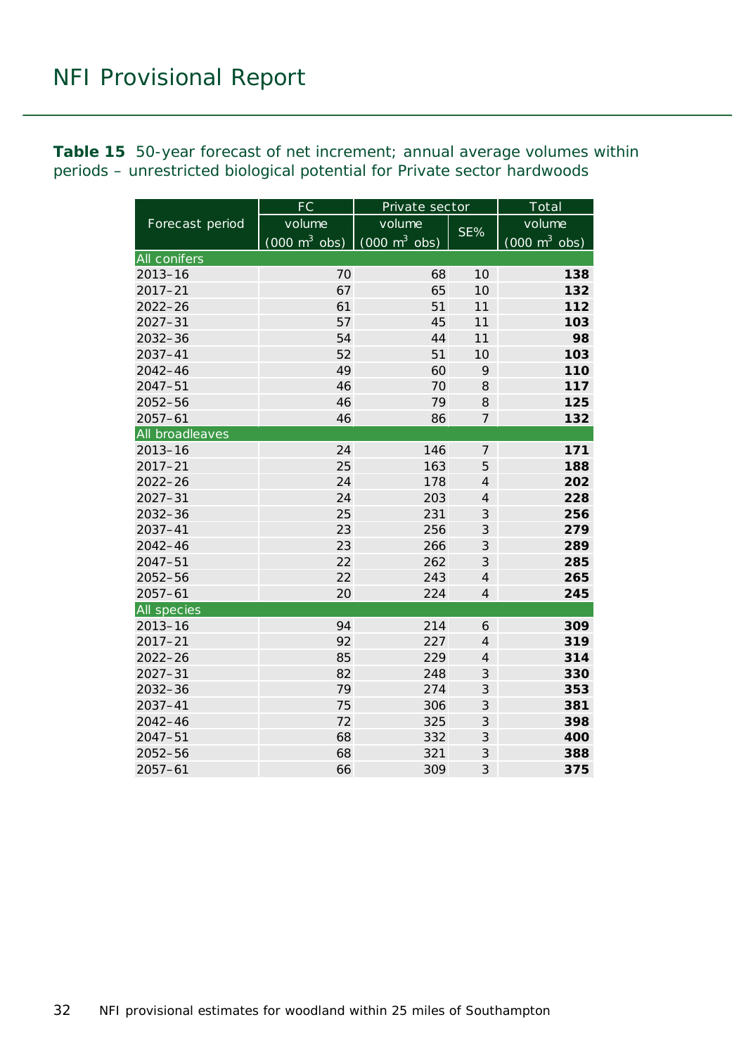**Table 15** 50-year forecast of net increment; annual average volumes within periods – unrestricted biological potential for Private sector hardwoods

| Forecast period | FC | Private sector | | Total |
|---|---|---|---|---|
| | volume (000 $m^3$ obs) | volume (000 $m^3$ obs) | SE% | volume (000 $m^3$ obs) |
| **All conifers** | | | | |
| 2013–16 | 70 | 68 | 10 | **138** |
| 2017–21 | 67 | 65 | 10 | **132** |
| 2022–26 | 61 | 51 | 11 | **112** |
| 2027–31 | 57 | 45 | 11 | **103** |
| 2032–36 | 54 | 44 | 11 | **98** |
| 2037–41 | 52 | 51 | 10 | **103** |
| 2042–46 | 49 | 60 | 9 | **110** |
| 2047–51 | 46 | 70 | 8 | **117** |
| 2052–56 | 46 | 79 | 8 | **125** |
| 2057–61 | 46 | 86 | 7 | **132** |
| **All broadleaves** | | | | |
| 2013–16 | 24 | 146 | 7 | **171** |
| 2017–21 | 25 | 163 | 5 | **188** |
| 2022–26 | 24 | 178 | 4 | **202** |
| 2027–31 | 24 | 203 | 4 | **228** |
| 2032–36 | 25 | 231 | 3 | **256** |
| 2037–41 | 23 | 256 | 3 | **279** |
| 2042–46 | 23 | 266 | 3 | **289** |
| 2047–51 | 22 | 262 | 3 | **285** |
| 2052–56 | 22 | 243 | 4 | **265** |
| 2057–61 | 20 | 224 | 4 | **245** |
| **All species** | | | | |
| 2013–16 | 94 | 214 | 6 | **309** |
| 2017–21 | 92 | 227 | 4 | **319** |
| 2022–26 | 85 | 229 | 4 | **314** |
| 2027–31 | 82 | 248 | 3 | **330** |
| 2032–36 | 79 | 274 | 3 | **353** |
| 2037–41 | 75 | 306 | 3 | **381** |
| 2042–46 | 72 | 325 | 3 | **398** |
| 2047–51 | 68 | 332 | 3 | **400** |
| 2052–56 | 68 | 321 | 3 | **388** |
| 2057–61 | 66 | 309 | 3 | **375** |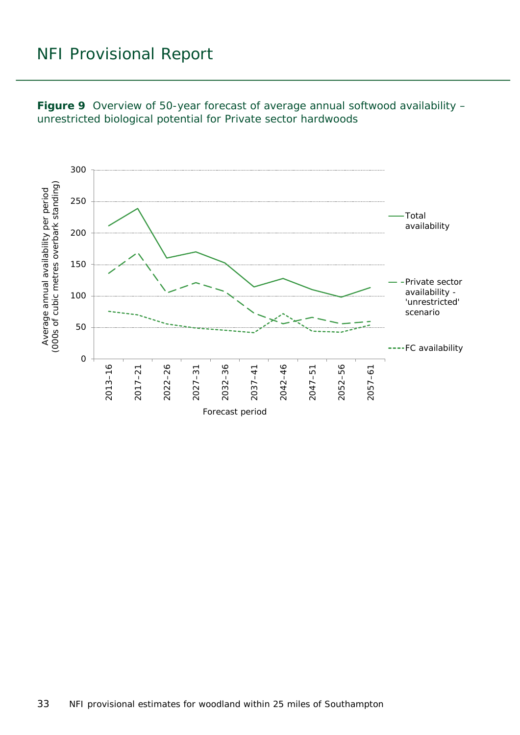**Figure 9** Overview of 50-year forecast of average annual softwood availability – unrestricted biological potential for Private sector hardwoods

Average annual availability per period (000s of cubic metres overbark standing)

300
250
200
150
100
50
0

2013–16 2017–21 2022–26 2027–31 2032–36 2037–41 2042–46 2047–51 2052–56 2057–61

Forecast period

Total availability

Private sector availability - 'unrestricted' scenario

FC availability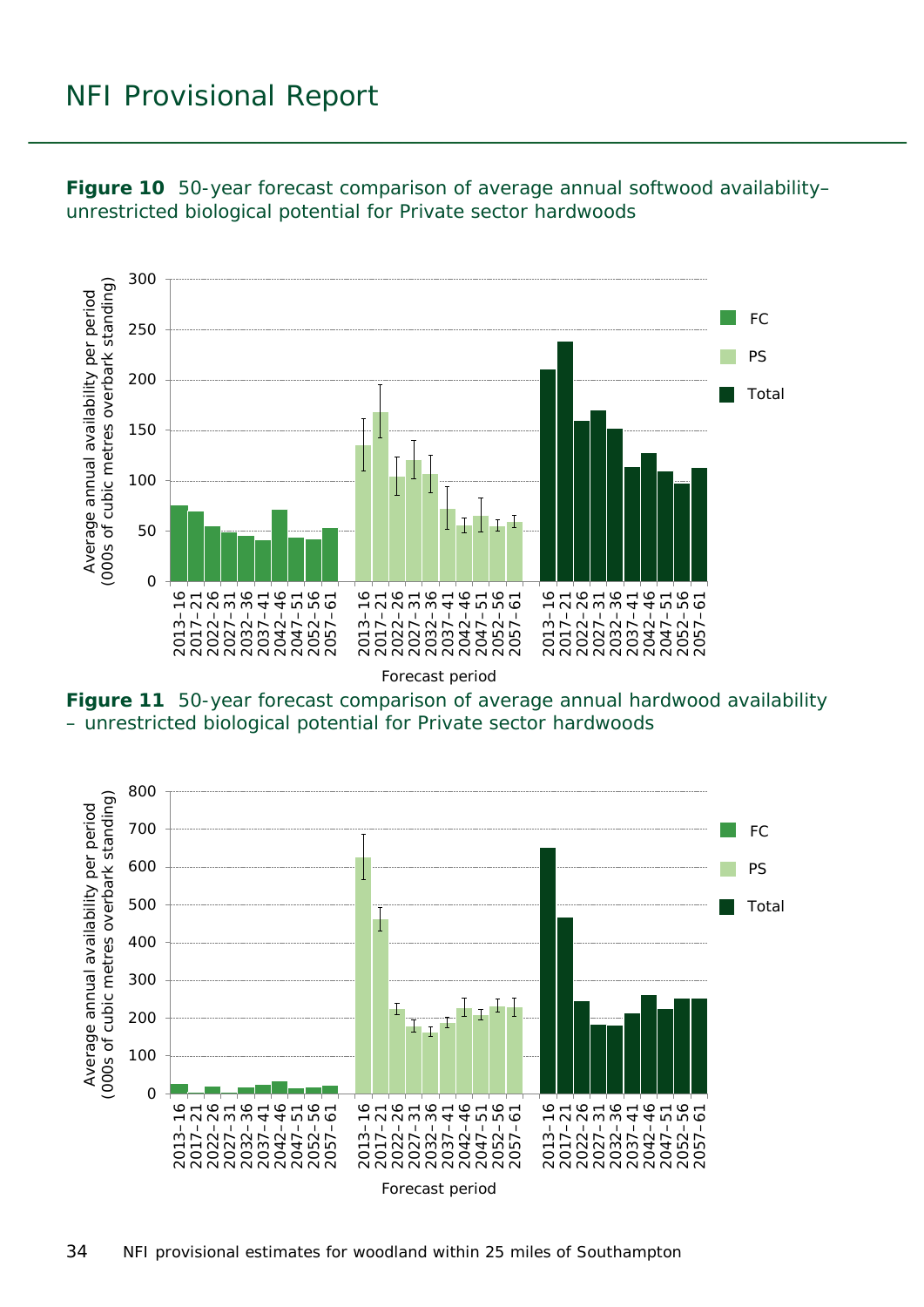**Figure 10** 50-year forecast comparison of average annual softwood availability– unrestricted biological potential for Private sector hardwoods

**Figure 11** 50-year forecast comparison of average annual hardwood availability – unrestricted biological potential for Private sector hardwoods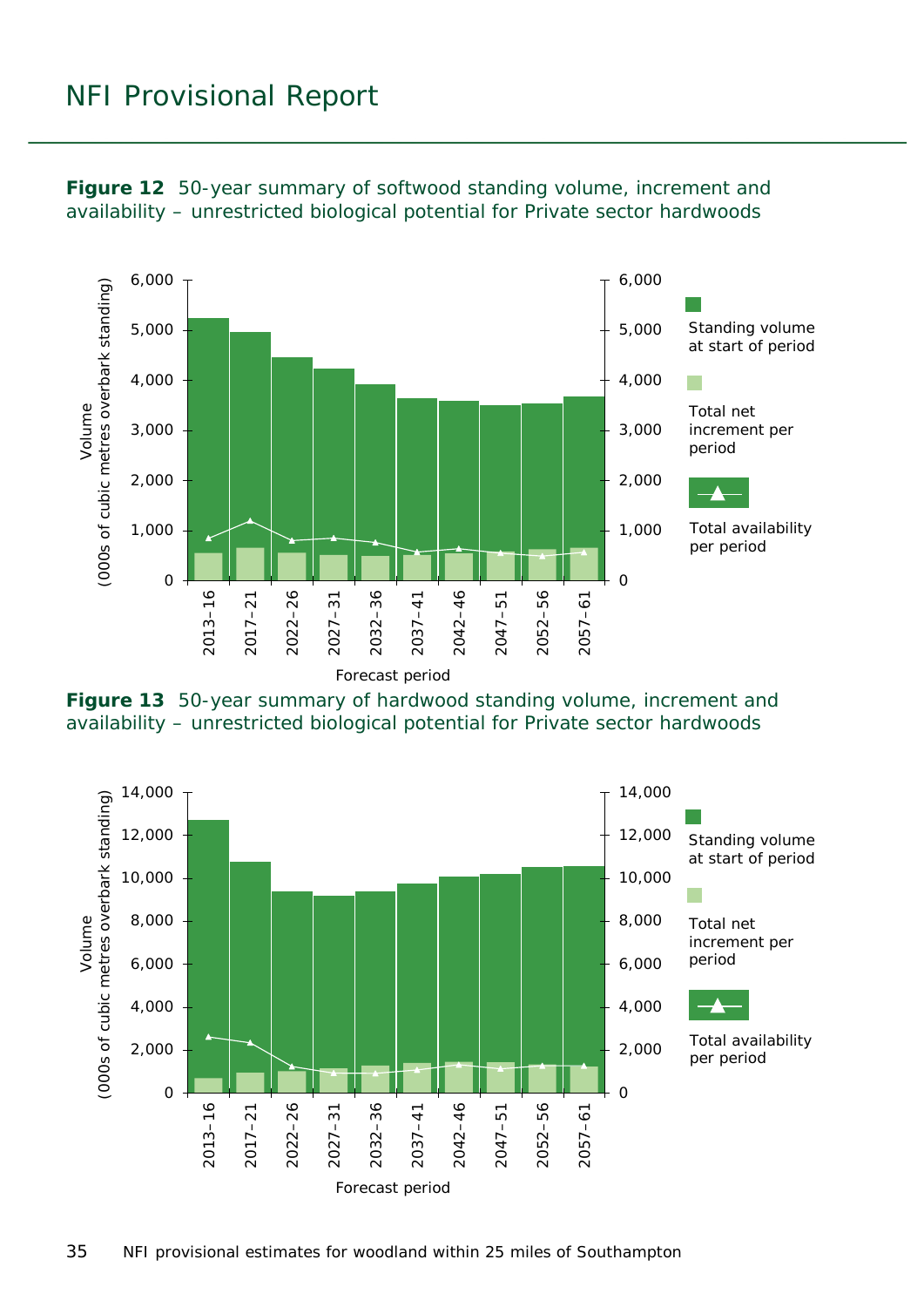**Figure 12** 50-year summary of softwood standing volume, increment and availability – unrestricted biological potential for Private sector hardwoods

**Figure 13** 50-year summary of hardwood standing volume, increment and availability – unrestricted biological potential for Private sector hardwoods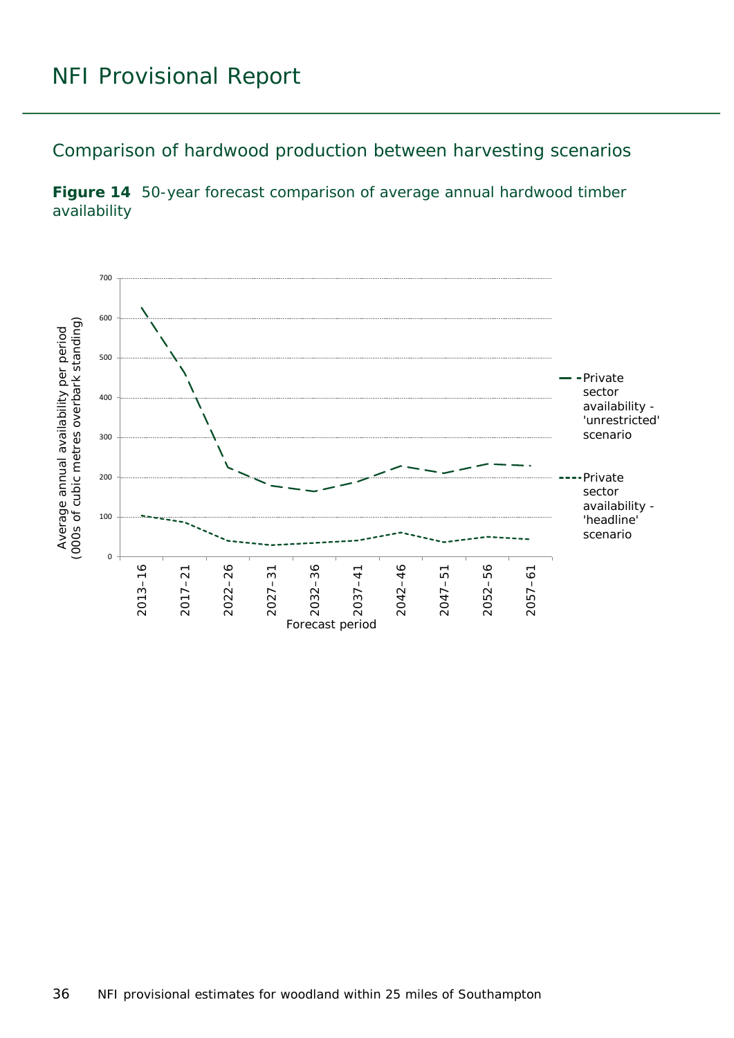# NFI Provisional Report

## Comparison of hardwood production between harvesting scenarios

**Figure 14** 50-year forecast comparison of average annual hardwood timber availability

Average annual availability per period (000s of cubic metres overbark standing)

700
600
500
400
300
200
100
0

2013–16 2017–21 2022–26 2027–31 2032–36 2037–41 2042–46 2047–51 2052–56 2057–61

Forecast period

Private sector availability - 'unrestricted' scenario

Private sector availability - 'headline' scenario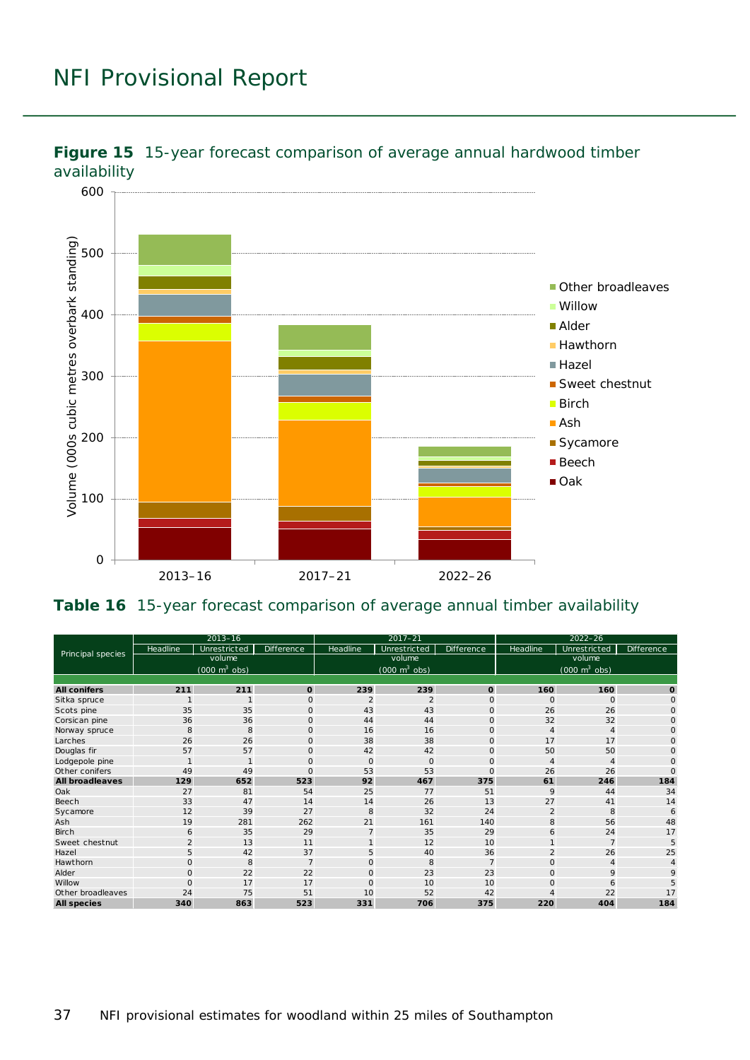**Figure 15** 15-year forecast comparison of average annual hardwood timber availability

**Table 16** 15-year forecast comparison of average annual timber availability

| Principal species | 2013–16 | | | 2017–21 | | | 2022–26 | | |
|---|---|---|---|---|---|---|---|---|---|
| | Headline | Unrestricted | Difference | Headline | Unrestricted | Difference | Headline | Unrestricted | Difference |
| | volume (000 m$^3$ obs) | | | volume (000 m$^3$ obs) | | | volume (000 m$^3$ obs) | | |
| **All conifers** | **211** | **211** | **0** | **239** | **239** | **0** | **160** | **160** | **0** |
| Sitka spruce | 1 | 1 | 0 | 2 | 2 | 0 | 0 | 0 | 0 |
| Scots pine | 35 | 35 | 0 | 43 | 43 | 0 | 26 | 26 | 0 |
| Corsican pine | 36 | 36 | 0 | 44 | 44 | 0 | 32 | 32 | 0 |
| Norway spruce | 8 | 8 | 0 | 16 | 16 | 0 | 4 | 4 | 0 |
| Larches | 26 | 26 | 0 | 38 | 38 | 0 | 17 | 17 | 0 |
| Douglas fir | 57 | 57 | 0 | 42 | 42 | 0 | 50 | 50 | 0 |
| Lodgepole pine | 1 | 1 | 0 | 0 | 0 | 0 | 4 | 4 | 0 |
| Other conifers | 49 | 49 | 0 | 53 | 53 | 0 | 26 | 26 | 0 |
| **All broadleaves** | **129** | **652** | **523** | **92** | **467** | **375** | **61** | **246** | **184** |
| Oak | 27 | 81 | 54 | 25 | 77 | 51 | 9 | 44 | 34 |
| Beech | 33 | 47 | 14 | 14 | 26 | 13 | 27 | 41 | 14 |
| Sycamore | 12 | 39 | 27 | 8 | 32 | 24 | 2 | 8 | 6 |
| Ash | 19 | 281 | 262 | 21 | 161 | 140 | 8 | 56 | 48 |
| Birch | 6 | 35 | 29 | 7 | 35 | 29 | 6 | 24 | 17 |
| Sweet chestnut | 2 | 13 | 11 | 1 | 12 | 10 | 1 | 7 | 5 |
| Hazel | 5 | 42 | 37 | 5 | 40 | 36 | 2 | 26 | 25 |
| Hawthorn | 0 | 8 | 7 | 0 | 8 | 7 | 0 | 4 | 4 |
| Alder | 0 | 22 | 22 | 0 | 23 | 23 | 0 | 9 | 9 |
| Willow | 0 | 17 | 17 | 0 | 10 | 10 | 0 | 6 | 5 |
| Other broadleaves | 24 | 75 | 51 | 10 | 52 | 42 | 4 | 22 | 17 |
| **All species** | **340** | **863** | **523** | **331** | **706** | **375** | **220** | **404** | **184** |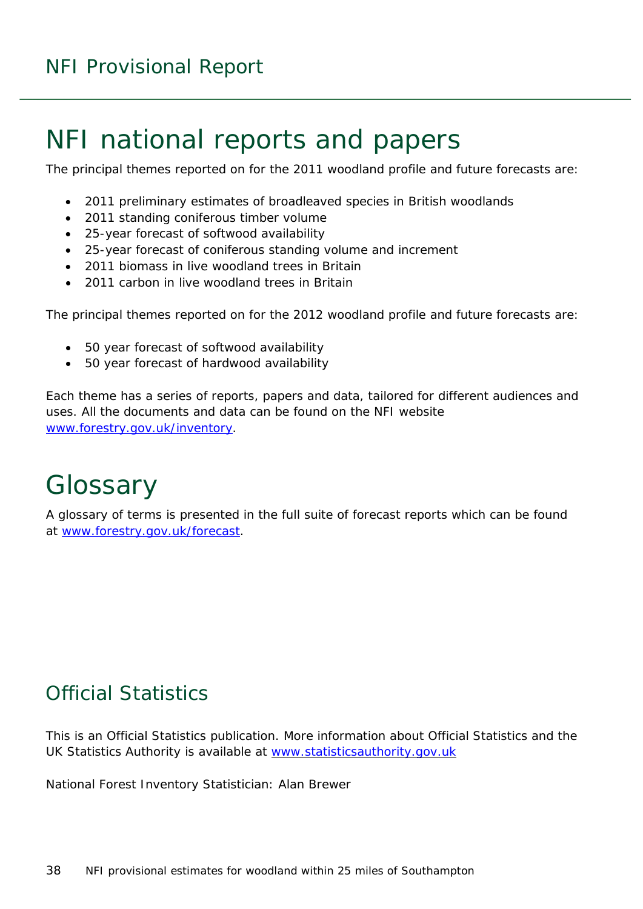# NFI national reports and papers

The principal themes reported on for the 2011 woodland profile and future forecasts are:

- 2011 preliminary estimates of broadleaved species in British woodlands
- 2011 standing coniferous timber volume
- 25-year forecast of softwood availability
- 25-year forecast of coniferous standing volume and increment
- 2011 biomass in live woodland trees in Britain
- 2011 carbon in live woodland trees in Britain

The principal themes reported on for the 2012 woodland profile and future forecasts are:

- 50 year forecast of softwood availability
- 50 year forecast of hardwood availability

Each theme has a series of reports, papers and data, tailored for different audiences and uses. All the documents and data can be found on the NFI website www.forestry.gov.uk/inventory.

# Glossary

A glossary of terms is presented in the full suite of forecast reports which can be found at www.forestry.gov.uk/forecast.

## Official Statistics

This is an Official Statistics publication. More information about Official Statistics and the UK Statistics Authority is available at www.statisticsauthority.gov.uk

National Forest Inventory Statistician: Alan Brewer